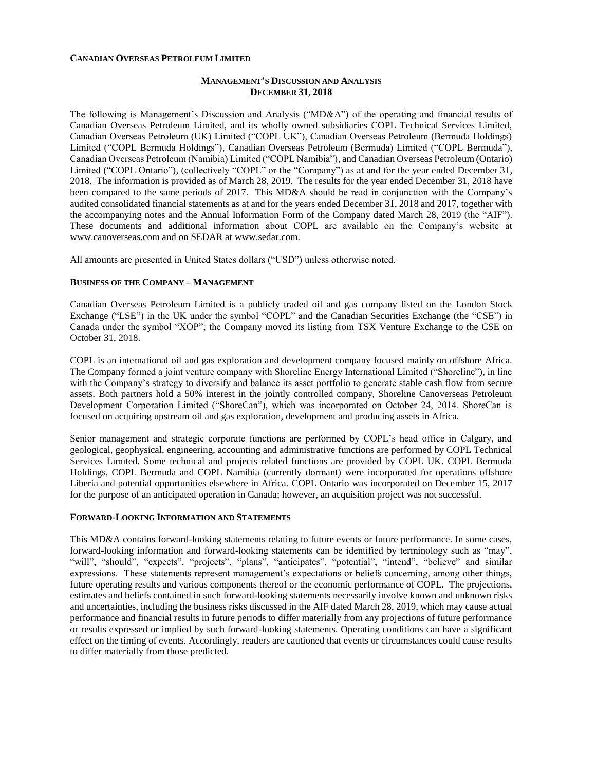**CANADIAN OVERSEAS PETROLEUM LIMITED**

# MANAGEMENT'S DISCUSSION AND ANALYSIS
## DECEMBER 31, 2018

The following is Management's Discussion and Analysis ("MD&A") of the operating and financial results of Canadian Overseas Petroleum Limited, and its wholly owned subsidiaries COPL Technical Services Limited, Canadian Overseas Petroleum (UK) Limited ("COPL UK"), Canadian Overseas Petroleum (Bermuda Holdings) Limited ("COPL Bermuda Holdings"), Canadian Overseas Petroleum (Bermuda) Limited ("COPL Bermuda"), Canadian Overseas Petroleum (Namibia) Limited ("COPL Namibia"), and Canadian Overseas Petroleum (Ontario) Limited ("COPL Ontario"), (collectively "COPL" or the "Company") as at and for the year ended December 31, 2018. The information is provided as of March 28, 2019. The results for the year ended December 31, 2018 have been compared to the same periods of 2017. This MD&A should be read in conjunction with the Company's audited consolidated financial statements as at and for the years ended December 31, 2018 and 2017, together with the accompanying notes and the Annual Information Form of the Company dated March 28, 2019 (the "AIF"). These documents and additional information about COPL are available on the Company's website at www.canoverseas.com and on SEDAR at www.sedar.com.

All amounts are presented in United States dollars ("USD") unless otherwise noted.

### BUSINESS OF THE COMPANY – MANAGEMENT

Canadian Overseas Petroleum Limited is a publicly traded oil and gas company listed on the London Stock Exchange ("LSE") in the UK under the symbol "COPL" and the Canadian Securities Exchange (the "CSE") in Canada under the symbol "XOP"; the Company moved its listing from TSX Venture Exchange to the CSE on October 31, 2018.

COPL is an international oil and gas exploration and development company focused mainly on offshore Africa. The Company formed a joint venture company with Shoreline Energy International Limited ("Shoreline"), in line with the Company's strategy to diversify and balance its asset portfolio to generate stable cash flow from secure assets. Both partners hold a 50% interest in the jointly controlled company, Shoreline Canoverseas Petroleum Development Corporation Limited ("ShoreCan"), which was incorporated on October 24, 2014. ShoreCan is focused on acquiring upstream oil and gas exploration, development and producing assets in Africa.

Senior management and strategic corporate functions are performed by COPL's head office in Calgary, and geological, geophysical, engineering, accounting and administrative functions are performed by COPL Technical Services Limited. Some technical and projects related functions are provided by COPL UK. COPL Bermuda Holdings, COPL Bermuda and COPL Namibia (currently dormant) were incorporated for operations offshore Liberia and potential opportunities elsewhere in Africa. COPL Ontario was incorporated on December 15, 2017 for the purpose of an anticipated operation in Canada; however, an acquisition project was not successful.

### FORWARD-LOOKING INFORMATION AND STATEMENTS

This MD&A contains forward-looking statements relating to future events or future performance. In some cases, forward-looking information and forward-looking statements can be identified by terminology such as "may", "will", "should", "expects", "projects", "plans", "anticipates", "potential", "intend", "believe" and similar expressions. These statements represent management's expectations or beliefs concerning, among other things, future operating results and various components thereof or the economic performance of COPL. The projections, estimates and beliefs contained in such forward-looking statements necessarily involve known and unknown risks and uncertainties, including the business risks discussed in the AIF dated March 28, 2019, which may cause actual performance and financial results in future periods to differ materially from any projections of future performance or results expressed or implied by such forward-looking statements. Operating conditions can have a significant effect on the timing of events. Accordingly, readers are cautioned that events or circumstances could cause results to differ materially from those predicted.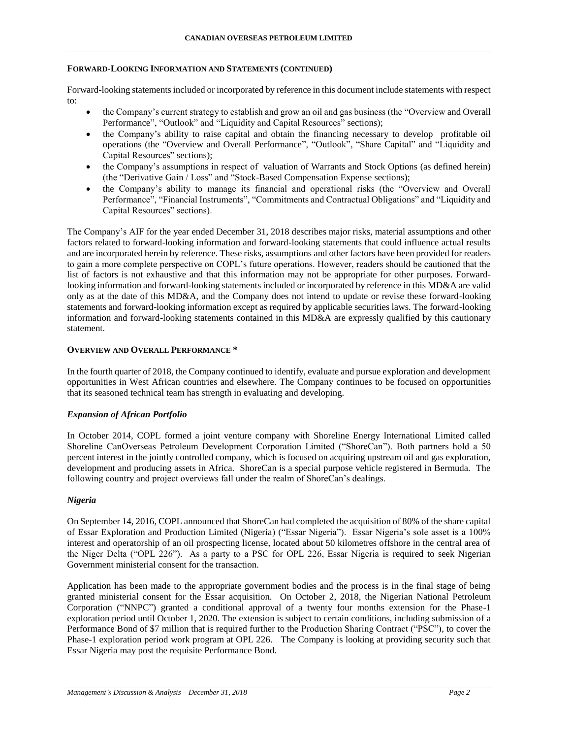## FORWARD-LOOKING INFORMATION AND STATEMENTS (CONTINUED)

Forward-looking statements included or incorporated by reference in this document include statements with respect to:

- the Company's current strategy to establish and grow an oil and gas business (the "Overview and Overall Performance", "Outlook" and "Liquidity and Capital Resources" sections);
- the Company's ability to raise capital and obtain the financing necessary to develop profitable oil operations (the "Overview and Overall Performance", "Outlook", "Share Capital" and "Liquidity and Capital Resources" sections);
- the Company's assumptions in respect of valuation of Warrants and Stock Options (as defined herein) (the "Derivative Gain / Loss" and "Stock-Based Compensation Expense sections);
- the Company's ability to manage its financial and operational risks (the "Overview and Overall Performance", "Financial Instruments", "Commitments and Contractual Obligations" and "Liquidity and Capital Resources" sections).

The Company's AIF for the year ended December 31, 2018 describes major risks, material assumptions and other factors related to forward-looking information and forward-looking statements that could influence actual results and are incorporated herein by reference. These risks, assumptions and other factors have been provided for readers to gain a more complete perspective on COPL's future operations. However, readers should be cautioned that the list of factors is not exhaustive and that this information may not be appropriate for other purposes. Forward-looking information and forward-looking statements included or incorporated by reference in this MD&A are valid only as at the date of this MD&A, and the Company does not intend to update or revise these forward-looking statements and forward-looking information except as required by applicable securities laws. The forward-looking information and forward-looking statements contained in this MD&A are expressly qualified by this cautionary statement.

## OVERVIEW AND OVERALL PERFORMANCE *

In the fourth quarter of 2018, the Company continued to identify, evaluate and pursue exploration and development opportunities in West African countries and elsewhere. The Company continues to be focused on opportunities that its seasoned technical team has strength in evaluating and developing.

### *Expansion of African Portfolio*

In October 2014, COPL formed a joint venture company with Shoreline Energy International Limited called Shoreline CanOverseas Petroleum Development Corporation Limited ("ShoreCan"). Both partners hold a 50 percent interest in the jointly controlled company, which is focused on acquiring upstream oil and gas exploration, development and producing assets in Africa. ShoreCan is a special purpose vehicle registered in Bermuda. The following country and project overviews fall under the realm of ShoreCan's dealings.

### *Nigeria*

On September 14, 2016, COPL announced that ShoreCan had completed the acquisition of 80% of the share capital of Essar Exploration and Production Limited (Nigeria) ("Essar Nigeria"). Essar Nigeria's sole asset is a 100% interest and operatorship of an oil prospecting license, located about 50 kilometres offshore in the central area of the Niger Delta ("OPL 226"). As a party to a PSC for OPL 226, Essar Nigeria is required to seek Nigerian Government ministerial consent for the transaction.

Application has been made to the appropriate government bodies and the process is in the final stage of being granted ministerial consent for the Essar acquisition. On October 2, 2018, the Nigerian National Petroleum Corporation ("NNPC") granted a conditional approval of a twenty four months extension for the Phase-1 exploration period until October 1, 2020. The extension is subject to certain conditions, including submission of a Performance Bond of $7 million that is required further to the Production Sharing Contract ("PSC"), to cover the Phase-1 exploration period work program at OPL 226. The Company is looking at providing security such that Essar Nigeria may post the requisite Performance Bond.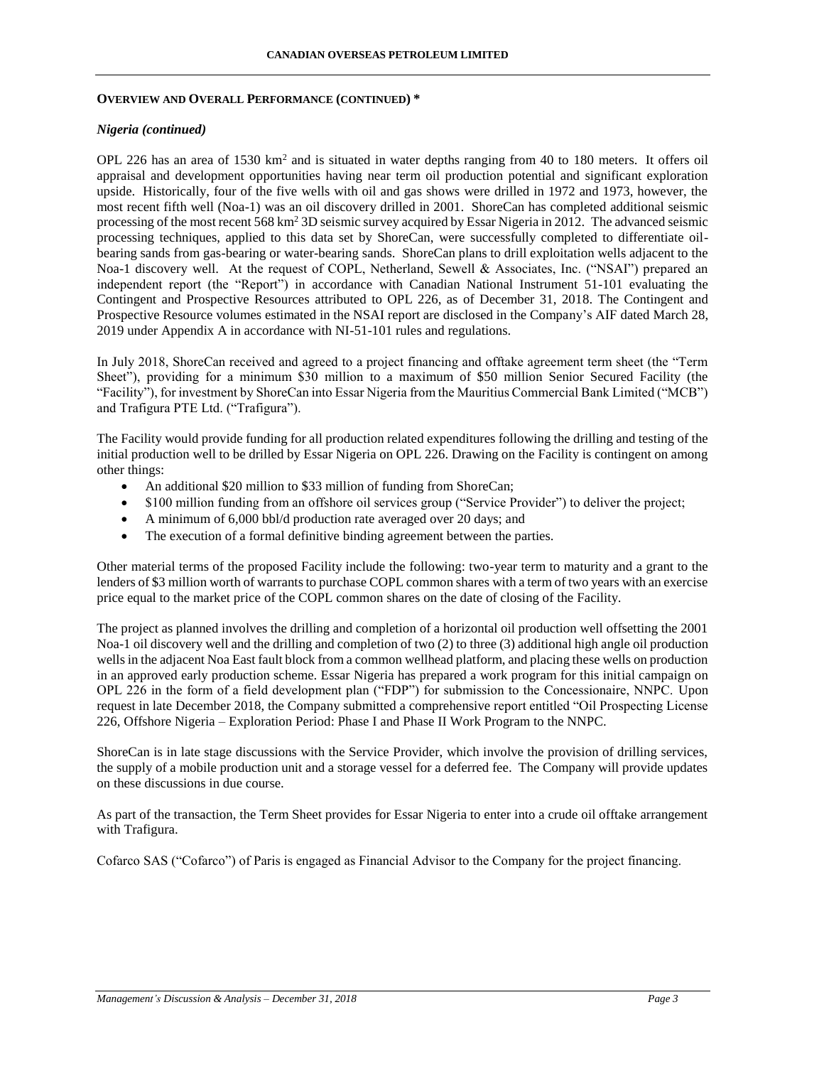**OVERVIEW AND OVERALL PERFORMANCE (CONTINUED) ***

***Nigeria (continued)***

OPL 226 has an area of 1530 km$^2$ and is situated in water depths ranging from 40 to 180 meters. It offers oil appraisal and development opportunities having near term oil production potential and significant exploration upside. Historically, four of the five wells with oil and gas shows were drilled in 1972 and 1973, however, the most recent fifth well (Noa-1) was an oil discovery drilled in 2001. ShoreCan has completed additional seismic processing of the most recent 568 km$^2$ 3D seismic survey acquired by Essar Nigeria in 2012. The advanced seismic processing techniques, applied to this data set by ShoreCan, were successfully completed to differentiate oil-bearing sands from gas-bearing or water-bearing sands. ShoreCan plans to drill exploitation wells adjacent to the Noa-1 discovery well. At the request of COPL, Netherland, Sewell & Associates, Inc. ("NSAI") prepared an independent report (the "Report") in accordance with Canadian National Instrument 51-101 evaluating the Contingent and Prospective Resources attributed to OPL 226, as of December 31, 2018. The Contingent and Prospective Resource volumes estimated in the NSAI report are disclosed in the Company's AIF dated March 28, 2019 under Appendix A in accordance with NI-51-101 rules and regulations.

In July 2018, ShoreCan received and agreed to a project financing and offtake agreement term sheet (the "Term Sheet"), providing for a minimum \$30 million to a maximum of \$50 million Senior Secured Facility (the "Facility"), for investment by ShoreCan into Essar Nigeria from the Mauritius Commercial Bank Limited ("MCB") and Trafigura PTE Ltd. ("Trafigura").

The Facility would provide funding for all production related expenditures following the drilling and testing of the initial production well to be drilled by Essar Nigeria on OPL 226. Drawing on the Facility is contingent on among other things:

- An additional \$20 million to \$33 million of funding from ShoreCan;
- \$100 million funding from an offshore oil services group ("Service Provider") to deliver the project;
- A minimum of 6,000 bbl/d production rate averaged over 20 days; and
- The execution of a formal definitive binding agreement between the parties.

Other material terms of the proposed Facility include the following: two-year term to maturity and a grant to the lenders of \$3 million worth of warrants to purchase COPL common shares with a term of two years with an exercise price equal to the market price of the COPL common shares on the date of closing of the Facility.

The project as planned involves the drilling and completion of a horizontal oil production well offsetting the 2001 Noa-1 oil discovery well and the drilling and completion of two (2) to three (3) additional high angle oil production wells in the adjacent Noa East fault block from a common wellhead platform, and placing these wells on production in an approved early production scheme. Essar Nigeria has prepared a work program for this initial campaign on OPL 226 in the form of a field development plan ("FDP") for submission to the Concessionaire, NNPC. Upon request in late December 2018, the Company submitted a comprehensive report entitled "Oil Prospecting License 226, Offshore Nigeria – Exploration Period: Phase I and Phase II Work Program to the NNPC.

ShoreCan is in late stage discussions with the Service Provider, which involve the provision of drilling services, the supply of a mobile production unit and a storage vessel for a deferred fee. The Company will provide updates on these discussions in due course.

As part of the transaction, the Term Sheet provides for Essar Nigeria to enter into a crude oil offtake arrangement with Trafigura.

Cofarco SAS ("Cofarco") of Paris is engaged as Financial Advisor to the Company for the project financing.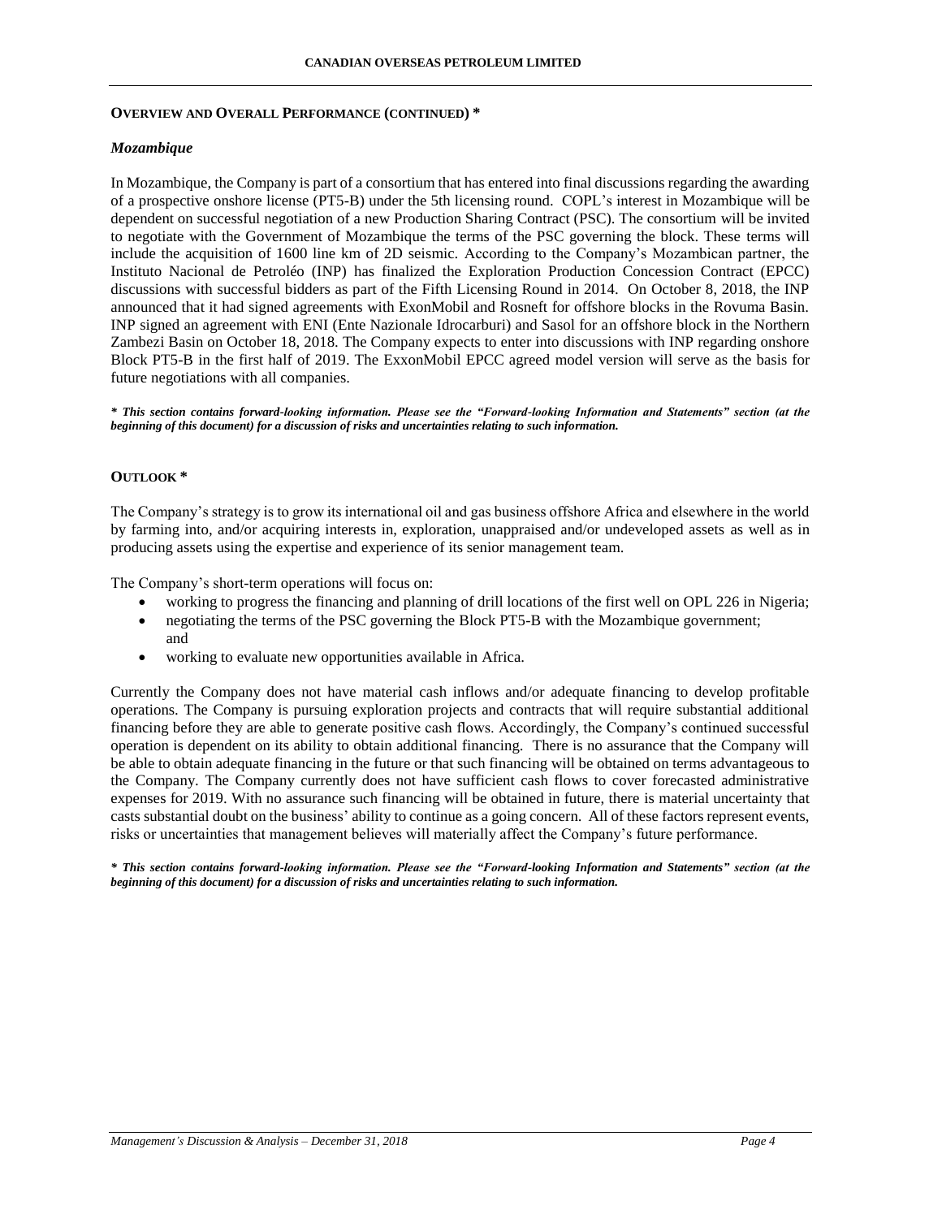## OVERVIEW AND OVERALL PERFORMANCE (CONTINUED) *

### *Mozambique*

In Mozambique, the Company is part of a consortium that has entered into final discussions regarding the awarding of a prospective onshore license (PT5-B) under the 5th licensing round. COPL's interest in Mozambique will be dependent on successful negotiation of a new Production Sharing Contract (PSC). The consortium will be invited to negotiate with the Government of Mozambique the terms of the PSC governing the block. These terms will include the acquisition of 1600 line km of 2D seismic. According to the Company's Mozambican partner, the Instituto Nacional de Petroléo (INP) has finalized the Exploration Production Concession Contract (EPCC) discussions with successful bidders as part of the Fifth Licensing Round in 2014. On October 8, 2018, the INP announced that it had signed agreements with ExonMobil and Rosneft for offshore blocks in the Rovuma Basin. INP signed an agreement with ENI (Ente Nazionale Idrocarburi) and Sasol for an offshore block in the Northern Zambezi Basin on October 18, 2018. The Company expects to enter into discussions with INP regarding onshore Block PT5-B in the first half of 2019. The ExxonMobil EPCC agreed model version will serve as the basis for future negotiations with all companies.

***\* This section contains forward-looking information. Please see the "Forward-looking Information and Statements" section (at the beginning of this document) for a discussion of risks and uncertainties relating to such information.***

## OUTLOOK *

The Company's strategy is to grow its international oil and gas business offshore Africa and elsewhere in the world by farming into, and/or acquiring interests in, exploration, unappraised and/or undeveloped assets as well as in producing assets using the expertise and experience of its senior management team.

The Company's short-term operations will focus on:

- working to progress the financing and planning of drill locations of the first well on OPL 226 in Nigeria;
- negotiating the terms of the PSC governing the Block PT5-B with the Mozambique government; and
- working to evaluate new opportunities available in Africa.

Currently the Company does not have material cash inflows and/or adequate financing to develop profitable operations. The Company is pursuing exploration projects and contracts that will require substantial additional financing before they are able to generate positive cash flows. Accordingly, the Company's continued successful operation is dependent on its ability to obtain additional financing. There is no assurance that the Company will be able to obtain adequate financing in the future or that such financing will be obtained on terms advantageous to the Company. The Company currently does not have sufficient cash flows to cover forecasted administrative expenses for 2019. With no assurance such financing will be obtained in future, there is material uncertainty that casts substantial doubt on the business' ability to continue as a going concern. All of these factors represent events, risks or uncertainties that management believes will materially affect the Company's future performance.

***\* This section contains forward-looking information. Please see the "Forward-looking Information and Statements" section (at the beginning of this document) for a discussion of risks and uncertainties relating to such information.***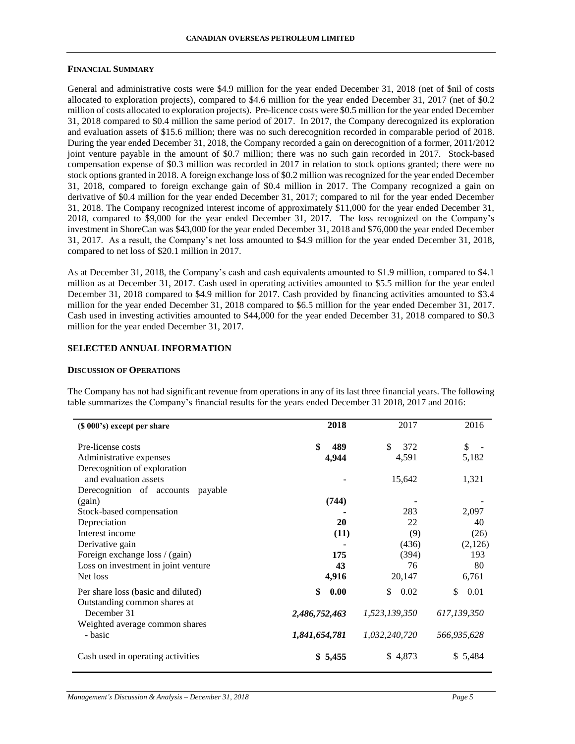#### FINANCIAL SUMMARY

General and administrative costs were $4.9 million for the year ended December 31, 2018 (net of $nil of costs allocated to exploration projects), compared to $4.6 million for the year ended December 31, 2017 (net of $0.2 million of costs allocated to exploration projects). Pre-licence costs were $0.5 million for the year ended December 31, 2018 compared to $0.4 million the same period of 2017. In 2017, the Company derecognized its exploration and evaluation assets of $15.6 million; there was no such derecognition recorded in comparable period of 2018. During the year ended December 31, 2018, the Company recorded a gain on derecognition of a former, 2011/2012 joint venture payable in the amount of $0.7 million; there was no such gain recorded in 2017. Stock-based compensation expense of $0.3 million was recorded in 2017 in relation to stock options granted; there were no stock options granted in 2018. A foreign exchange loss of $0.2 million was recognized for the year ended December 31, 2018, compared to foreign exchange gain of $0.4 million in 2017. The Company recognized a gain on derivative of $0.4 million for the year ended December 31, 2017; compared to nil for the year ended December 31, 2018. The Company recognized interest income of approximately $11,000 for the year ended December 31, 2018, compared to $9,000 for the year ended December 31, 2017. The loss recognized on the Company's investment in ShoreCan was $43,000 for the year ended December 31, 2018 and $76,000 the year ended December 31, 2017. As a result, the Company's net loss amounted to $4.9 million for the year ended December 31, 2018, compared to net loss of $20.1 million in 2017.

As at December 31, 2018, the Company's cash and cash equivalents amounted to $1.9 million, compared to $4.1 million as at December 31, 2017. Cash used in operating activities amounted to $5.5 million for the year ended December 31, 2018 compared to $4.9 million for 2017. Cash provided by financing activities amounted to $3.4 million for the year ended December 31, 2018 compared to $6.5 million for the year ended December 31, 2017. Cash used in investing activities amounted to $44,000 for the year ended December 31, 2018 compared to $0.3 million for the year ended December 31, 2017.

## SELECTED ANNUAL INFORMATION

#### DISCUSSION OF OPERATIONS

The Company has not had significant revenue from operations in any of its last three financial years. The following table summarizes the Company's financial results for the years ended December 31 2018, 2017 and 2016:

| **($ 000's) except per share** | **2018** | 2017 | 2016 |
|---|---|---|---|
| Pre-license costs | **$ 489** | $ 372 | $ - |
| Administrative expenses | **4,944** | 4,591 | 5,182 |
| Derecognition of exploration and evaluation assets | **-** | 15,642 | 1,321 |
| Derecognition of accounts payable (gain) | **(744)** | - | - |
| Stock-based compensation | **-** | 283 | 2,097 |
| Depreciation | **20** | 22 | 40 |
| Interest income | **(11)** | (9) | (26) |
| Derivative gain | **-** | (436) | (2,126) |
| Foreign exchange loss / (gain) | **175** | (394) | 193 |
| Loss on investment in joint venture | **43** | 76 | 80 |
| Net loss | **4,916** | 20,147 | 6,761 |
| Per share loss (basic and diluted) | **$ 0.00** | $ 0.02 | $ 0.01 |
| Outstanding common shares at December 31 | ***2,486,752,463*** | *1,523,139,350* | *617,139,350* |
| Weighted average common shares - basic | ***1,841,654,781*** | *1,032,240,720* | *566,935,628* |
| Cash used in operating activities | **$ 5,455** | $ 4,873 | $ 5,484 |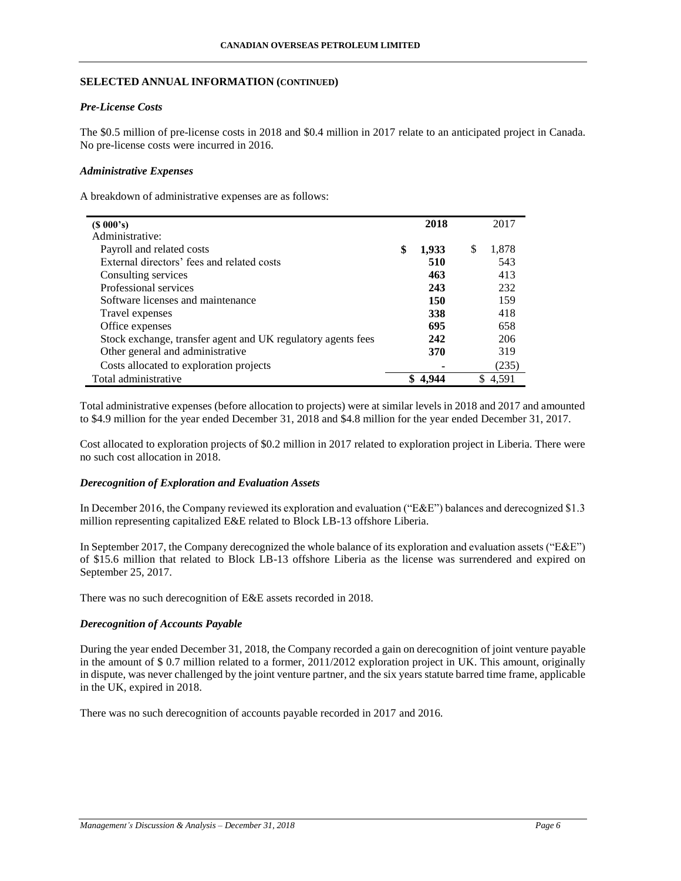## SELECTED ANNUAL INFORMATION (CONTINUED)

### *Pre-License Costs*

The \$0.5 million of pre-license costs in 2018 and \$0.4 million in 2017 relate to an anticipated project in Canada. No pre-license costs were incurred in 2016.

### *Administrative Expenses*

A breakdown of administrative expenses are as follows:

| (\$ 000's) | 2018 | 2017 |
|---|---|---|
| Administrative: | | |
| Payroll and related costs | **\$ 1,933** | \$ 1,878 |
| External directors' fees and related costs | **510** | 543 |
| Consulting services | **463** | 413 |
| Professional services | **243** | 232 |
| Software licenses and maintenance | **150** | 159 |
| Travel expenses | **338** | 418 |
| Office expenses | **695** | 658 |
| Stock exchange, transfer agent and UK regulatory agents fees | **242** | 206 |
| Other general and administrative | **370** | 319 |
| Costs allocated to exploration projects | **-** | (235) |
| Total administrative | **\$ 4,944** | \$ 4,591 |

Total administrative expenses (before allocation to projects) were at similar levels in 2018 and 2017 and amounted to \$4.9 million for the year ended December 31, 2018 and \$4.8 million for the year ended December 31, 2017.

Cost allocated to exploration projects of \$0.2 million in 2017 related to exploration project in Liberia. There were no such cost allocation in 2018.

### *Derecognition of Exploration and Evaluation Assets*

In December 2016, the Company reviewed its exploration and evaluation ("E&E") balances and derecognized \$1.3 million representing capitalized E&E related to Block LB-13 offshore Liberia.

In September 2017, the Company derecognized the whole balance of its exploration and evaluation assets ("E&E") of \$15.6 million that related to Block LB-13 offshore Liberia as the license was surrendered and expired on September 25, 2017.

There was no such derecognition of E&E assets recorded in 2018.

### *Derecognition of Accounts Payable*

During the year ended December 31, 2018, the Company recorded a gain on derecognition of joint venture payable in the amount of \$ 0.7 million related to a former, 2011/2012 exploration project in UK. This amount, originally in dispute, was never challenged by the joint venture partner, and the six years statute barred time frame, applicable in the UK, expired in 2018.

There was no such derecognition of accounts payable recorded in 2017 and 2016.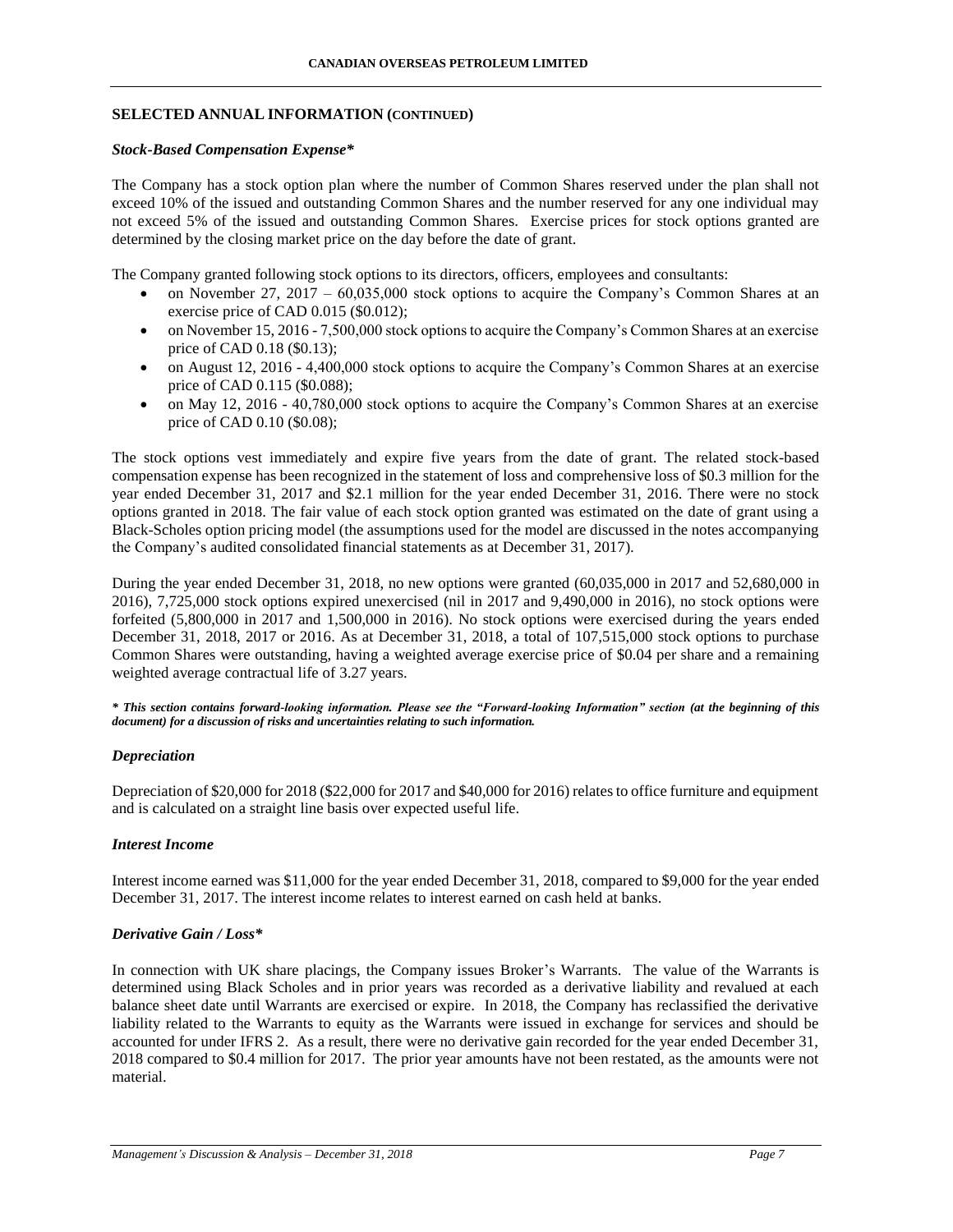## SELECTED ANNUAL INFORMATION (CONTINUED)

### *Stock-Based Compensation Expense**

The Company has a stock option plan where the number of Common Shares reserved under the plan shall not exceed 10% of the issued and outstanding Common Shares and the number reserved for any one individual may not exceed 5% of the issued and outstanding Common Shares. Exercise prices for stock options granted are determined by the closing market price on the day before the date of grant.

The Company granted following stock options to its directors, officers, employees and consultants:

- on November 27, 2017 – 60,035,000 stock options to acquire the Company's Common Shares at an exercise price of CAD 0.015 ($0.012);
- on November 15, 2016 - 7,500,000 stock options to acquire the Company's Common Shares at an exercise price of CAD 0.18 ($0.13);
- on August 12, 2016 - 4,400,000 stock options to acquire the Company's Common Shares at an exercise price of CAD 0.115 ($0.088);
- on May 12, 2016 - 40,780,000 stock options to acquire the Company's Common Shares at an exercise price of CAD 0.10 ($0.08);

The stock options vest immediately and expire five years from the date of grant. The related stock-based compensation expense has been recognized in the statement of loss and comprehensive loss of $0.3 million for the year ended December 31, 2017 and $2.1 million for the year ended December 31, 2016. There were no stock options granted in 2018. The fair value of each stock option granted was estimated on the date of grant using a Black-Scholes option pricing model (the assumptions used for the model are discussed in the notes accompanying the Company's audited consolidated financial statements as at December 31, 2017).

During the year ended December 31, 2018, no new options were granted (60,035,000 in 2017 and 52,680,000 in 2016), 7,725,000 stock options expired unexercised (nil in 2017 and 9,490,000 in 2016), no stock options were forfeited (5,800,000 in 2017 and 1,500,000 in 2016). No stock options were exercised during the years ended December 31, 2018, 2017 or 2016. As at December 31, 2018, a total of 107,515,000 stock options to purchase Common Shares were outstanding, having a weighted average exercise price of $0.04 per share and a remaining weighted average contractual life of 3.27 years.

***\* This section contains forward-looking information. Please see the "Forward-looking Information" section (at the beginning of this document) for a discussion of risks and uncertainties relating to such information.***

### *Depreciation*

Depreciation of $20,000 for 2018 ($22,000 for 2017 and $40,000 for 2016) relates to office furniture and equipment and is calculated on a straight line basis over expected useful life.

### *Interest Income*

Interest income earned was $11,000 for the year ended December 31, 2018, compared to $9,000 for the year ended December 31, 2017. The interest income relates to interest earned on cash held at banks.

### *Derivative Gain / Loss**

In connection with UK share placings, the Company issues Broker's Warrants. The value of the Warrants is determined using Black Scholes and in prior years was recorded as a derivative liability and revalued at each balance sheet date until Warrants are exercised or expire. In 2018, the Company has reclassified the derivative liability related to the Warrants to equity as the Warrants were issued in exchange for services and should be accounted for under IFRS 2. As a result, there were no derivative gain recorded for the year ended December 31, 2018 compared to $0.4 million for 2017. The prior year amounts have not been restated, as the amounts were not material.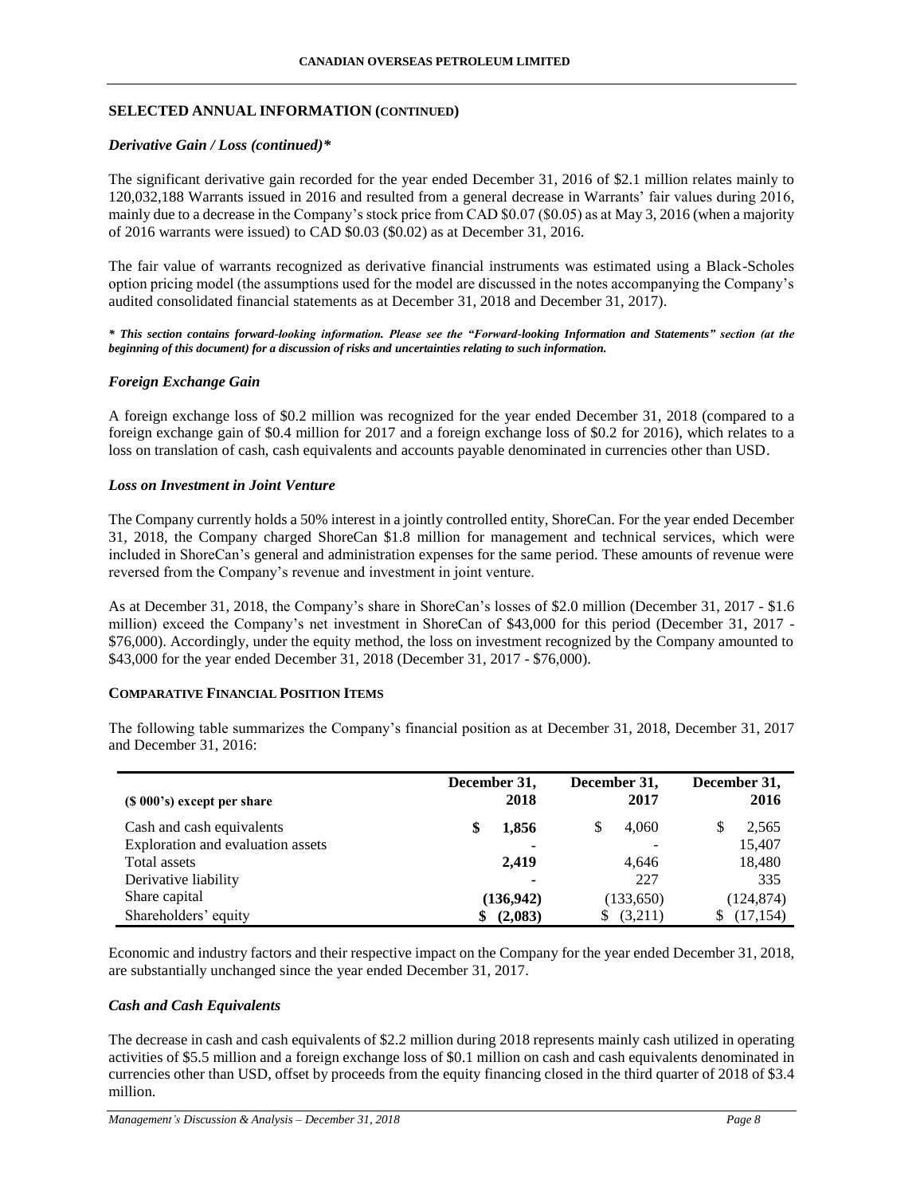## SELECTED ANNUAL INFORMATION (CONTINUED)

### *Derivative Gain / Loss (continued)**

The significant derivative gain recorded for the year ended December 31, 2016 of $2.1 million relates mainly to 120,032,188 Warrants issued in 2016 and resulted from a general decrease in Warrants' fair values during 2016, mainly due to a decrease in the Company's stock price from CAD $0.07 ($0.05) as at May 3, 2016 (when a majority of 2016 warrants were issued) to CAD $0.03 ($0.02) as at December 31, 2016.

The fair value of warrants recognized as derivative financial instruments was estimated using a Black-Scholes option pricing model (the assumptions used for the model are discussed in the notes accompanying the Company's audited consolidated financial statements as at December 31, 2018 and December 31, 2017).

***\* This section contains forward-looking information. Please see the "Forward-looking Information and Statements" section (at the beginning of this document) for a discussion of risks and uncertainties relating to such information.***

### *Foreign Exchange Gain*

A foreign exchange loss of $0.2 million was recognized for the year ended December 31, 2018 (compared to a foreign exchange gain of $0.4 million for 2017 and a foreign exchange loss of $0.2 for 2016), which relates to a loss on translation of cash, cash equivalents and accounts payable denominated in currencies other than USD.

### *Loss on Investment in Joint Venture*

The Company currently holds a 50% interest in a jointly controlled entity, ShoreCan. For the year ended December 31, 2018, the Company charged ShoreCan $1.8 million for management and technical services, which were included in ShoreCan's general and administration expenses for the same period. These amounts of revenue were reversed from the Company's revenue and investment in joint venture.

As at December 31, 2018, the Company's share in ShoreCan's losses of $2.0 million (December 31, 2017 - $1.6 million) exceed the Company's net investment in ShoreCan of $43,000 for this period (December 31, 2017 - $76,000). Accordingly, under the equity method, the loss on investment recognized by the Company amounted to $43,000 for the year ended December 31, 2018 (December 31, 2017 - $76,000).

## COMPARATIVE FINANCIAL POSITION ITEMS

The following table summarizes the Company's financial position as at December 31, 2018, December 31, 2017 and December 31, 2016:

| ($ 000's) except per share | December 31, 2018 | December 31, 2017 | December 31, 2016 |
|---|---|---|---|
| Cash and cash equivalents | **$ 1,856** | $ 4,060 | $ 2,565 |
| Exploration and evaluation assets | **-** | - | 15,407 |
| Total assets | **2,419** | 4,646 | 18,480 |
| Derivative liability | **-** | 227 | 335 |
| Share capital | **(136,942)** | (133,650) | (124,874) |
| Shareholders' equity | **$ (2,083)** | $ (3,211) | $ (17,154) |

Economic and industry factors and their respective impact on the Company for the year ended December 31, 2018, are substantially unchanged since the year ended December 31, 2017.

### *Cash and Cash Equivalents*

The decrease in cash and cash equivalents of $2.2 million during 2018 represents mainly cash utilized in operating activities of $5.5 million and a foreign exchange loss of $0.1 million on cash and cash equivalents denominated in currencies other than USD, offset by proceeds from the equity financing closed in the third quarter of 2018 of $3.4 million.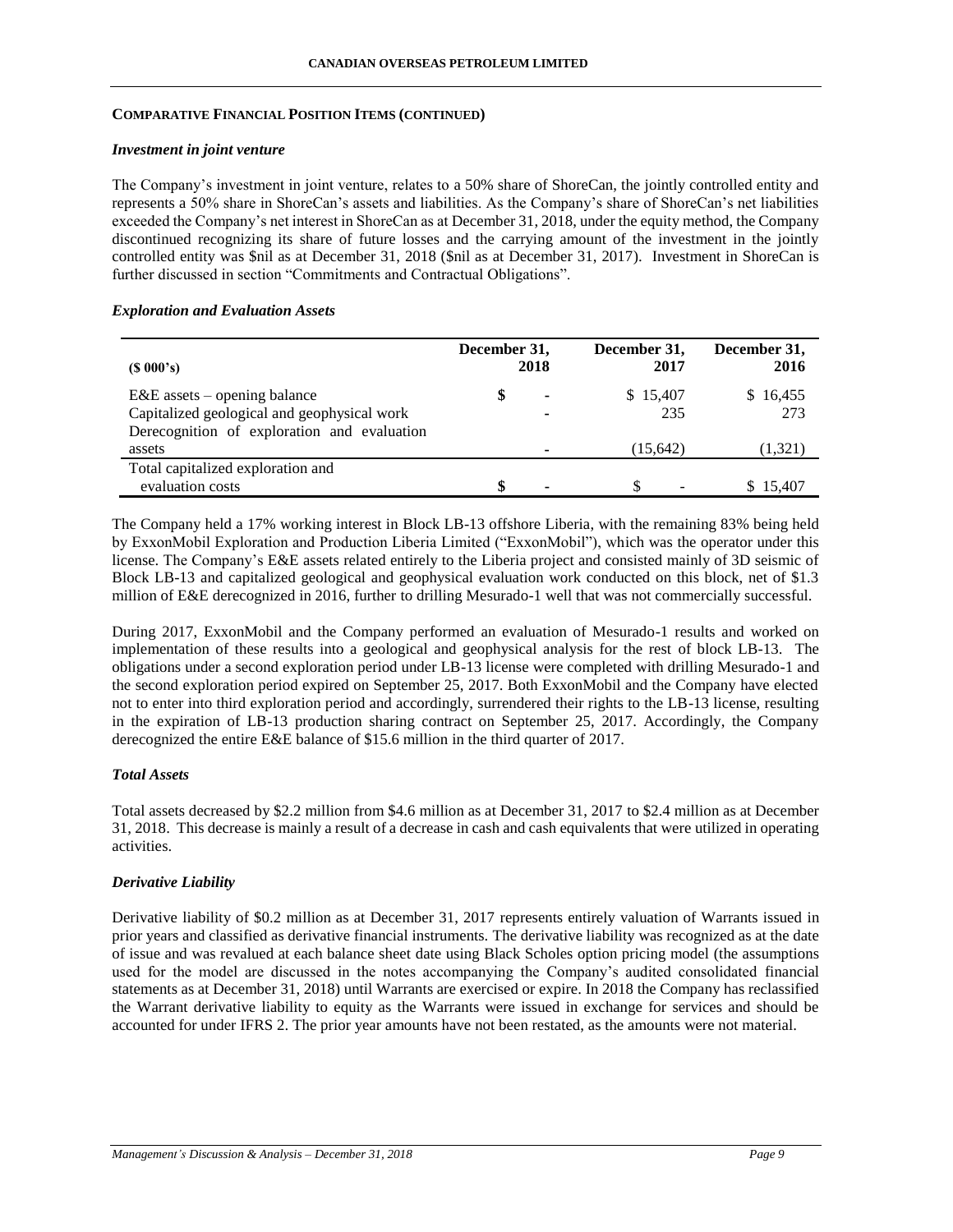## COMPARATIVE FINANCIAL POSITION ITEMS (CONTINUED)

### *Investment in joint venture*

The Company's investment in joint venture, relates to a 50% share of ShoreCan, the jointly controlled entity and represents a 50% share in ShoreCan's assets and liabilities. As the Company's share of ShoreCan's net liabilities exceeded the Company's net interest in ShoreCan as at December 31, 2018, under the equity method, the Company discontinued recognizing its share of future losses and the carrying amount of the investment in the jointly controlled entity was $nil as at December 31, 2018 ($nil as at December 31, 2017). Investment in ShoreCan is further discussed in section "Commitments and Contractual Obligations".

### *Exploration and Evaluation Assets*

| ($ 000's) | December 31, 2018 | December 31, 2017 | December 31, 2016 |
|---|---|---|---|
| E&E assets – opening balance | $ - | $ 15,407 | $ 16,455 |
| Capitalized geological and geophysical work | - | 235 | 273 |
| Derecognition of exploration and evaluation assets | - | (15,642) | (1,321) |
| Total capitalized exploration and evaluation costs | $ - | $ - | $ 15,407 |

The Company held a 17% working interest in Block LB-13 offshore Liberia, with the remaining 83% being held by ExxonMobil Exploration and Production Liberia Limited ("ExxonMobil"), which was the operator under this license. The Company's E&E assets related entirely to the Liberia project and consisted mainly of 3D seismic of Block LB-13 and capitalized geological and geophysical evaluation work conducted on this block, net of $1.3 million of E&E derecognized in 2016, further to drilling Mesurado-1 well that was not commercially successful.

During 2017, ExxonMobil and the Company performed an evaluation of Mesurado-1 results and worked on implementation of these results into a geological and geophysical analysis for the rest of block LB-13. The obligations under a second exploration period under LB-13 license were completed with drilling Mesurado-1 and the second exploration period expired on September 25, 2017. Both ExxonMobil and the Company have elected not to enter into third exploration period and accordingly, surrendered their rights to the LB-13 license, resulting in the expiration of LB-13 production sharing contract on September 25, 2017. Accordingly, the Company derecognized the entire E&E balance of $15.6 million in the third quarter of 2017.

### *Total Assets*

Total assets decreased by $2.2 million from $4.6 million as at December 31, 2017 to $2.4 million as at December 31, 2018. This decrease is mainly a result of a decrease in cash and cash equivalents that were utilized in operating activities.

### *Derivative Liability*

Derivative liability of $0.2 million as at December 31, 2017 represents entirely valuation of Warrants issued in prior years and classified as derivative financial instruments. The derivative liability was recognized as at the date of issue and was revalued at each balance sheet date using Black Scholes option pricing model (the assumptions used for the model are discussed in the notes accompanying the Company's audited consolidated financial statements as at December 31, 2018) until Warrants are exercised or expire. In 2018 the Company has reclassified the Warrant derivative liability to equity as the Warrants were issued in exchange for services and should be accounted for under IFRS 2. The prior year amounts have not been restated, as the amounts were not material.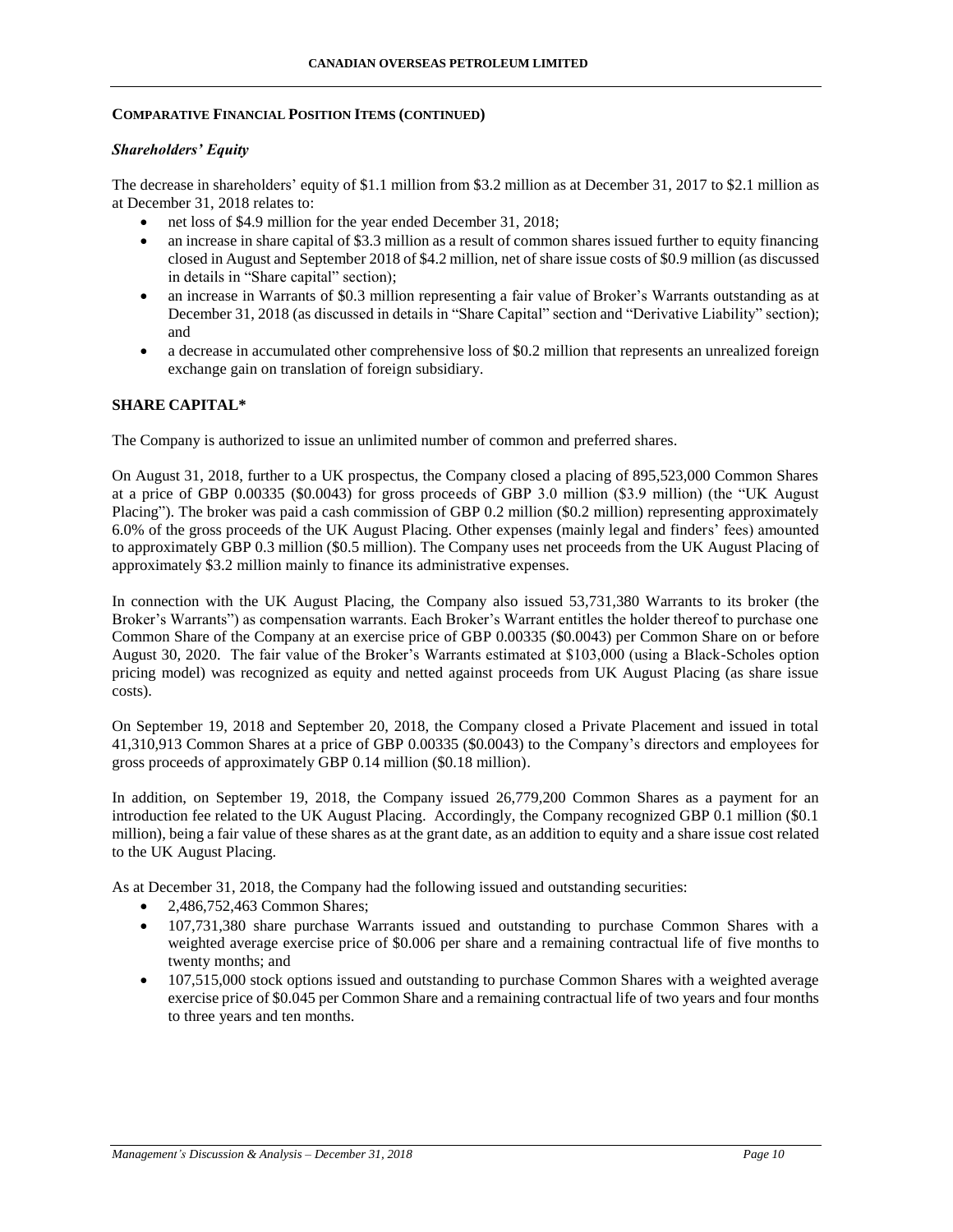**COMPARATIVE FINANCIAL POSITION ITEMS (CONTINUED)**

***Shareholders' Equity***

The decrease in shareholders' equity of $1.1 million from $3.2 million as at December 31, 2017 to $2.1 million as at December 31, 2018 relates to:

- net loss of $4.9 million for the year ended December 31, 2018;
- an increase in share capital of $3.3 million as a result of common shares issued further to equity financing closed in August and September 2018 of $4.2 million, net of share issue costs of $0.9 million (as discussed in details in "Share capital" section);
- an increase in Warrants of $0.3 million representing a fair value of Broker's Warrants outstanding as at December 31, 2018 (as discussed in details in "Share Capital" section and "Derivative Liability" section); and
- a decrease in accumulated other comprehensive loss of $0.2 million that represents an unrealized foreign exchange gain on translation of foreign subsidiary.

## SHARE CAPITAL*

The Company is authorized to issue an unlimited number of common and preferred shares.

On August 31, 2018, further to a UK prospectus, the Company closed a placing of 895,523,000 Common Shares at a price of GBP 0.00335 ($0.0043) for gross proceeds of GBP 3.0 million ($3.9 million) (the "UK August Placing"). The broker was paid a cash commission of GBP 0.2 million ($0.2 million) representing approximately 6.0% of the gross proceeds of the UK August Placing. Other expenses (mainly legal and finders' fees) amounted to approximately GBP 0.3 million ($0.5 million). The Company uses net proceeds from the UK August Placing of approximately $3.2 million mainly to finance its administrative expenses.

In connection with the UK August Placing, the Company also issued 53,731,380 Warrants to its broker (the Broker's Warrants") as compensation warrants. Each Broker's Warrant entitles the holder thereof to purchase one Common Share of the Company at an exercise price of GBP 0.00335 ($0.0043) per Common Share on or before August 30, 2020. The fair value of the Broker's Warrants estimated at $103,000 (using a Black-Scholes option pricing model) was recognized as equity and netted against proceeds from UK August Placing (as share issue costs).

On September 19, 2018 and September 20, 2018, the Company closed a Private Placement and issued in total 41,310,913 Common Shares at a price of GBP 0.00335 ($0.0043) to the Company's directors and employees for gross proceeds of approximately GBP 0.14 million ($0.18 million).

In addition, on September 19, 2018, the Company issued 26,779,200 Common Shares as a payment for an introduction fee related to the UK August Placing. Accordingly, the Company recognized GBP 0.1 million ($0.1 million), being a fair value of these shares as at the grant date, as an addition to equity and a share issue cost related to the UK August Placing.

As at December 31, 2018, the Company had the following issued and outstanding securities:

- 2,486,752,463 Common Shares;
- 107,731,380 share purchase Warrants issued and outstanding to purchase Common Shares with a weighted average exercise price of $0.006 per share and a remaining contractual life of five months to twenty months; and
- 107,515,000 stock options issued and outstanding to purchase Common Shares with a weighted average exercise price of $0.045 per Common Share and a remaining contractual life of two years and four months to three years and ten months.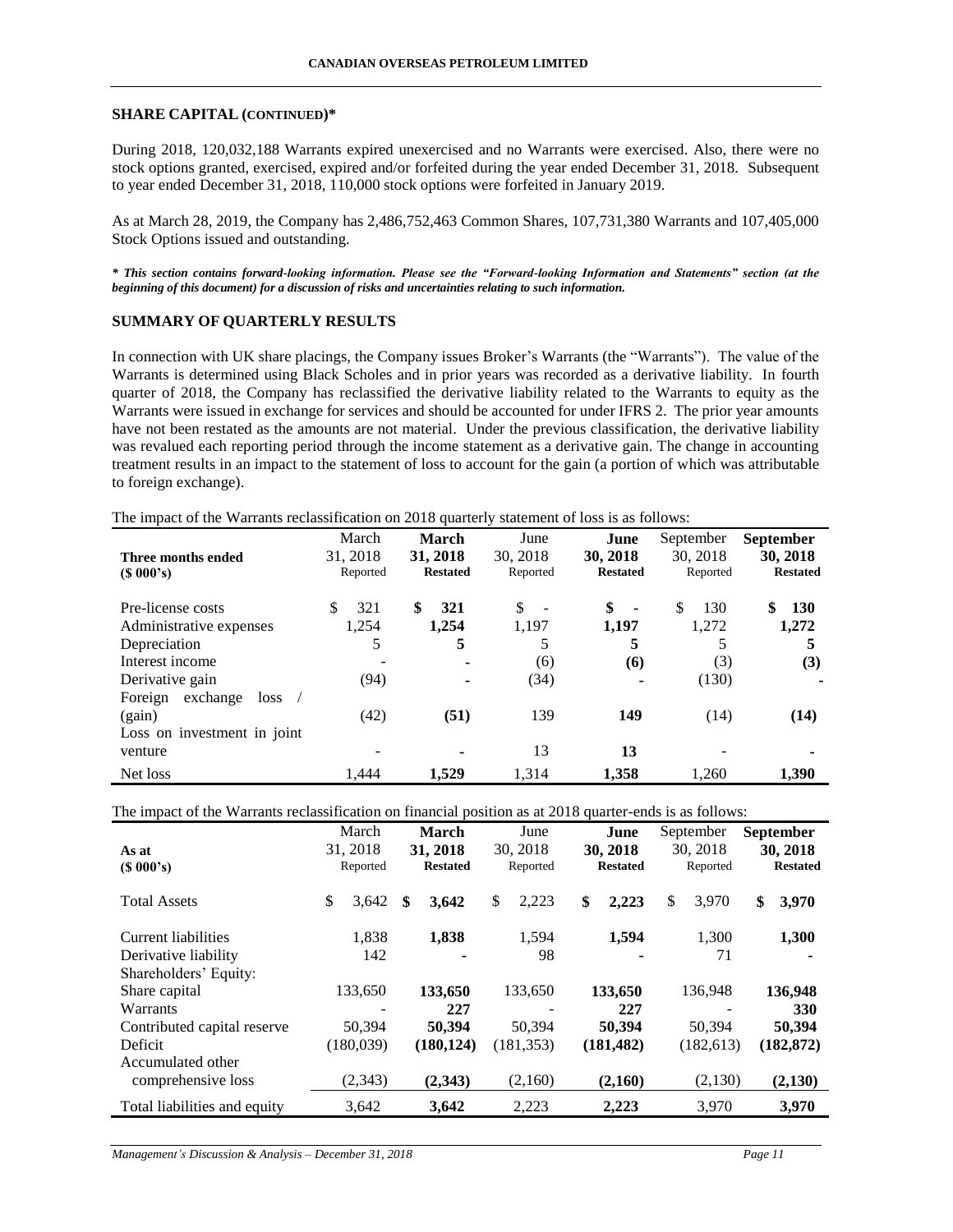## SHARE CAPITAL (CONTINUED)*

During 2018, 120,032,188 Warrants expired unexercised and no Warrants were exercised. Also, there were no stock options granted, exercised, expired and/or forfeited during the year ended December 31, 2018. Subsequent to year ended December 31, 2018, 110,000 stock options were forfeited in January 2019.

As at March 28, 2019, the Company has 2,486,752,463 Common Shares, 107,731,380 Warrants and 107,405,000 Stock Options issued and outstanding.

***\* This section contains forward-looking information. Please see the "Forward-looking Information and Statements" section (at the beginning of this document) for a discussion of risks and uncertainties relating to such information.***

## SUMMARY OF QUARTERLY RESULTS

In connection with UK share placings, the Company issues Broker's Warrants (the "Warrants"). The value of the Warrants is determined using Black Scholes and in prior years was recorded as a derivative liability. In fourth quarter of 2018, the Company has reclassified the derivative liability related to the Warrants to equity as the Warrants were issued in exchange for services and should be accounted for under IFRS 2. The prior year amounts have not been restated as the amounts are not material. Under the previous classification, the derivative liability was revalued each reporting period through the income statement as a derivative gain. The change in accounting treatment results in an impact to the statement of loss to account for the gain (a portion of which was attributable to foreign exchange).

The impact of the Warrants reclassification on 2018 quarterly statement of loss is as follows:

| Three months ended ($ 000's) | March 31, 2018 Reported | **March 31, 2018 Restated** | June 30, 2018 Reported | **June 30, 2018 Restated** | September 30, 2018 Reported | **September 30, 2018 Restated** |
|---|---|---|---|---|---|---|
| Pre-license costs | $ 321 | **$ 321** | $ - | **$ -** | $ 130 | **$ 130** |
| Administrative expenses | 1,254 | **1,254** | 1,197 | **1,197** | 1,272 | **1,272** |
| Depreciation | 5 | **5** | 5 | **5** | 5 | **5** |
| Interest income | - | **-** | (6) | **(6)** | (3) | **(3)** |
| Derivative gain | (94) | **-** | (34) | **-** | (130) | **-** |
| Foreign exchange loss / (gain) | (42) | **(51)** | 139 | **149** | (14) | **(14)** |
| Loss on investment in joint venture | - | **-** | 13 | **13** | - | **-** |
| Net loss | 1,444 | **1,529** | 1,314 | **1,358** | 1,260 | **1,390** |

The impact of the Warrants reclassification on financial position as at 2018 quarter-ends is as follows:

| As at ($ 000's) | March 31, 2018 Reported | **March 31, 2018 Restated** | June 30, 2018 Reported | **June 30, 2018 Restated** | September 30, 2018 Reported | **September 30, 2018 Restated** |
|---|---|---|---|---|---|---|
| Total Assets | $ 3,642 | **$ 3,642** | $ 2,223 | **$ 2,223** | $ 3,970 | **$ 3,970** |
| Current liabilities | 1,838 | **1,838** | 1,594 | **1,594** | 1,300 | **1,300** |
| Derivative liability | 142 | **-** | 98 | **-** | 71 | **-** |
| Shareholders' Equity: | | | | | | |
| Share capital | 133,650 | **133,650** | 133,650 | **133,650** | 136,948 | **136,948** |
| Warrants | - | **227** | - | **227** | - | **330** |
| Contributed capital reserve | 50,394 | **50,394** | 50,394 | **50,394** | 50,394 | **50,394** |
| Deficit | (180,039) | **(180,124)** | (181,353) | **(181,482)** | (182,613) | **(182,872)** |
| Accumulated other comprehensive loss | (2,343) | **(2,343)** | (2,160) | **(2,160)** | (2,130) | **(2,130)** |
| Total liabilities and equity | 3,642 | **3,642** | 2,223 | **2,223** | 3,970 | **3,970** |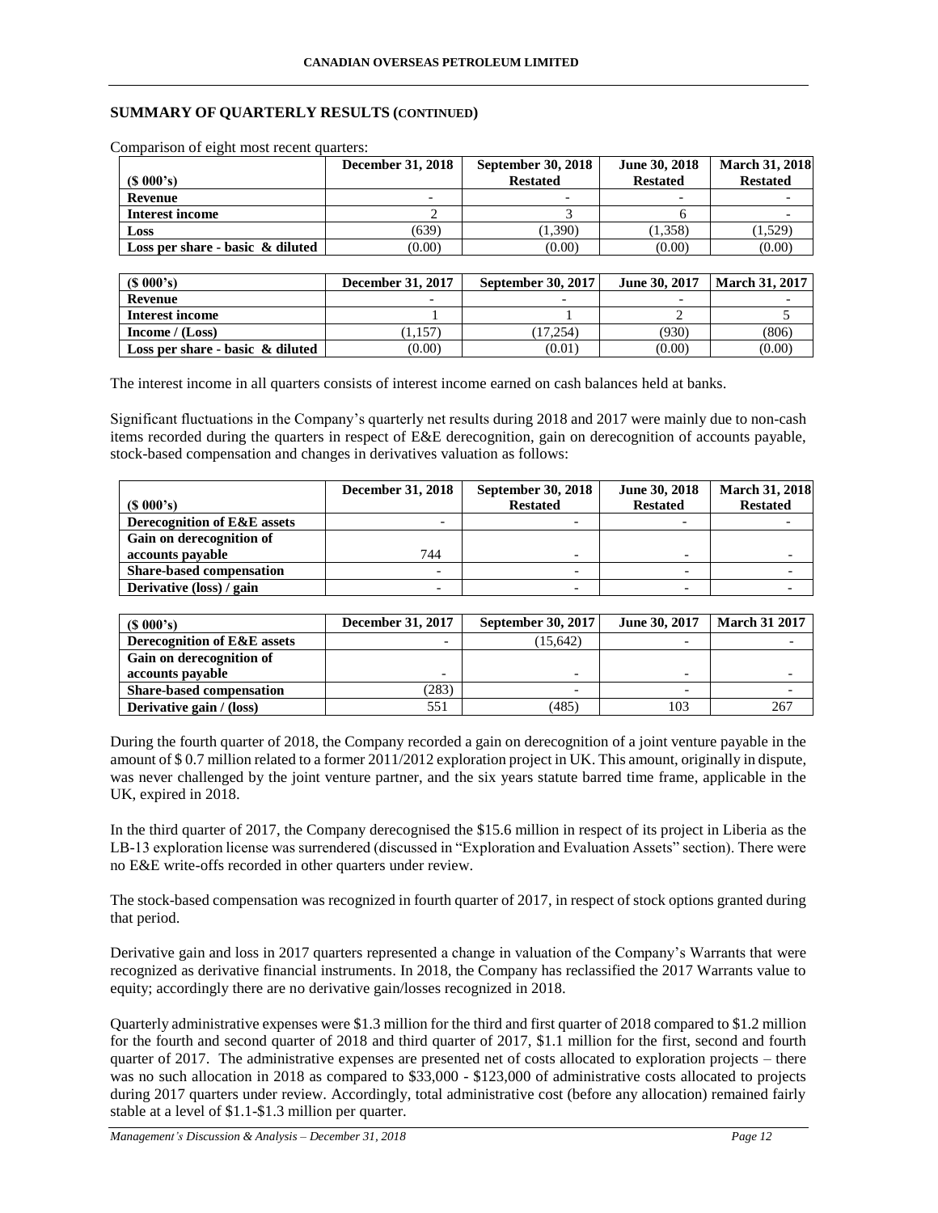## SUMMARY OF QUARTERLY RESULTS (CONTINUED)

Comparison of eight most recent quarters:

| ($ 000's) | December 31, 2018 | September 30, 2018 Restated | June 30, 2018 Restated | March 31, 2018 Restated |
|---|---|---|---|---|
| **Revenue** | - | - | - | - |
| **Interest income** | 2 | 3 | 6 | - |
| **Loss** | (639) | (1,390) | (1,358) | (1,529) |
| **Loss per share - basic & diluted** | (0.00) | (0.00) | (0.00) | (0.00) |

| ($ 000's) | December 31, 2017 | September 30, 2017 | June 30, 2017 | March 31, 2017 |
|---|---|---|---|---|
| **Revenue** | - | - | - | - |
| **Interest income** | 1 | 1 | 2 | 5 |
| **Income / (Loss)** | (1,157) | (17,254) | (930) | (806) |
| **Loss per share - basic & diluted** | (0.00) | (0.01) | (0.00) | (0.00) |

The interest income in all quarters consists of interest income earned on cash balances held at banks.

Significant fluctuations in the Company's quarterly net results during 2018 and 2017 were mainly due to non-cash items recorded during the quarters in respect of E&E derecognition, gain on derecognition of accounts payable, stock-based compensation and changes in derivatives valuation as follows:

| ($ 000's) | December 31, 2018 | September 30, 2018 Restated | June 30, 2018 Restated | March 31, 2018 Restated |
|---|---|---|---|---|
| **Derecognition of E&E assets** | - | - | - | - |
| **Gain on derecognition of accounts payable** | 744 | - | - | - |
| **Share-based compensation** | - | - | - | - |
| **Derivative (loss) / gain** | - | - | - | - |

| ($ 000's) | December 31, 2017 | September 30, 2017 | June 30, 2017 | March 31 2017 |
|---|---|---|---|---|
| **Derecognition of E&E assets** | - | (15,642) | - | - |
| **Gain on derecognition of accounts payable** | - | - | - | - |
| **Share-based compensation** | (283) | - | - | - |
| **Derivative gain / (loss)** | 551 | (485) | 103 | 267 |

During the fourth quarter of 2018, the Company recorded a gain on derecognition of a joint venture payable in the amount of $ 0.7 million related to a former 2011/2012 exploration project in UK. This amount, originally in dispute, was never challenged by the joint venture partner, and the six years statute barred time frame, applicable in the UK, expired in 2018.

In the third quarter of 2017, the Company derecognised the $15.6 million in respect of its project in Liberia as the LB-13 exploration license was surrendered (discussed in "Exploration and Evaluation Assets" section). There were no E&E write-offs recorded in other quarters under review.

The stock-based compensation was recognized in fourth quarter of 2017, in respect of stock options granted during that period.

Derivative gain and loss in 2017 quarters represented a change in valuation of the Company's Warrants that were recognized as derivative financial instruments. In 2018, the Company has reclassified the 2017 Warrants value to equity; accordingly there are no derivative gain/losses recognized in 2018.

Quarterly administrative expenses were $1.3 million for the third and first quarter of 2018 compared to $1.2 million for the fourth and second quarter of 2018 and third quarter of 2017, $1.1 million for the first, second and fourth quarter of 2017. The administrative expenses are presented net of costs allocated to exploration projects – there was no such allocation in 2018 as compared to $33,000 - $123,000 of administrative costs allocated to projects during 2017 quarters under review. Accordingly, total administrative cost (before any allocation) remained fairly stable at a level of $1.1-$1.3 million per quarter.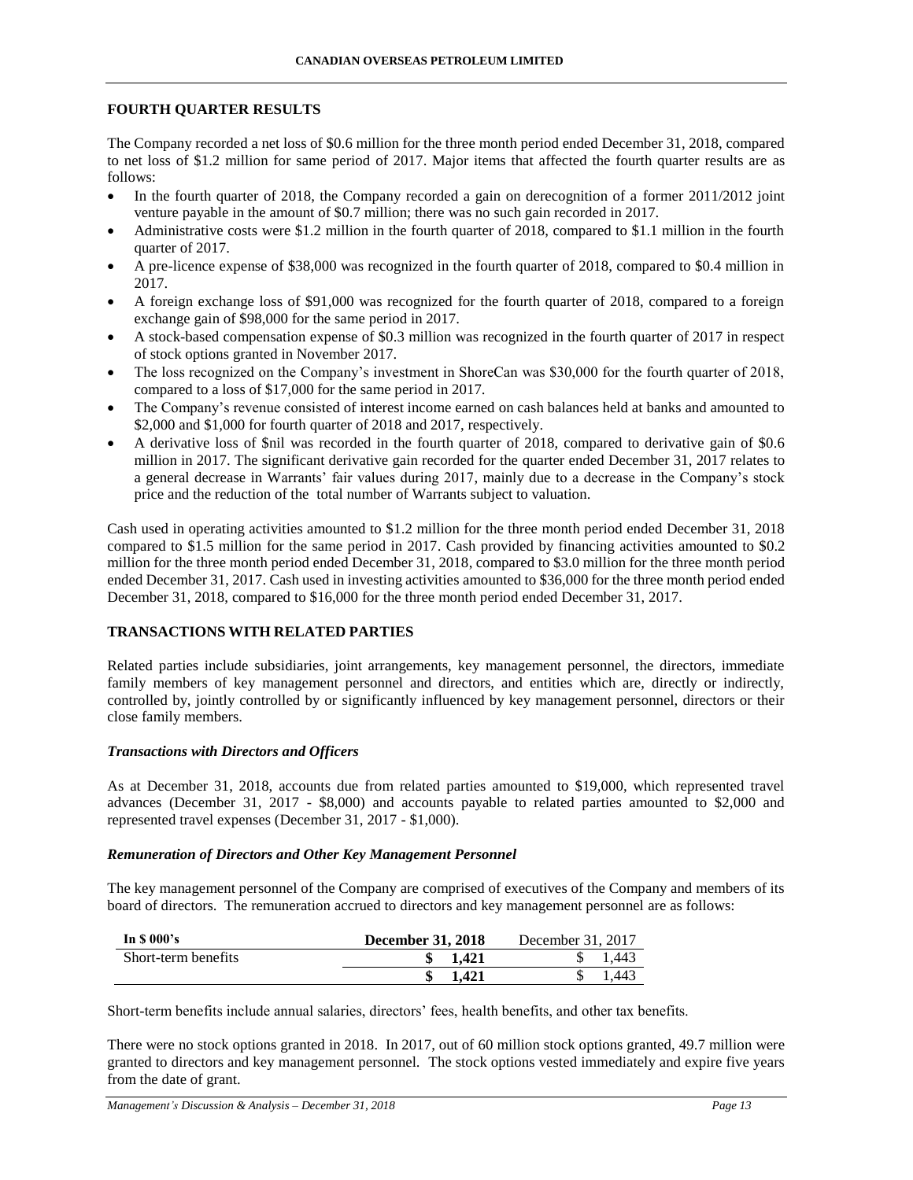## FOURTH QUARTER RESULTS

The Company recorded a net loss of $0.6 million for the three month period ended December 31, 2018, compared to net loss of $1.2 million for same period of 2017. Major items that affected the fourth quarter results are as follows:

- In the fourth quarter of 2018, the Company recorded a gain on derecognition of a former 2011/2012 joint venture payable in the amount of $0.7 million; there was no such gain recorded in 2017.
- Administrative costs were $1.2 million in the fourth quarter of 2018, compared to $1.1 million in the fourth quarter of 2017.
- A pre-licence expense of $38,000 was recognized in the fourth quarter of 2018, compared to $0.4 million in 2017.
- A foreign exchange loss of $91,000 was recognized for the fourth quarter of 2018, compared to a foreign exchange gain of $98,000 for the same period in 2017.
- A stock-based compensation expense of $0.3 million was recognized in the fourth quarter of 2017 in respect of stock options granted in November 2017.
- The loss recognized on the Company's investment in ShoreCan was $30,000 for the fourth quarter of 2018, compared to a loss of $17,000 for the same period in 2017.
- The Company's revenue consisted of interest income earned on cash balances held at banks and amounted to $2,000 and $1,000 for fourth quarter of 2018 and 2017, respectively.
- A derivative loss of $nil was recorded in the fourth quarter of 2018, compared to derivative gain of $0.6 million in 2017. The significant derivative gain recorded for the quarter ended December 31, 2017 relates to a general decrease in Warrants' fair values during 2017, mainly due to a decrease in the Company's stock price and the reduction of the total number of Warrants subject to valuation.

Cash used in operating activities amounted to $1.2 million for the three month period ended December 31, 2018 compared to $1.5 million for the same period in 2017. Cash provided by financing activities amounted to $0.2 million for the three month period ended December 31, 2018, compared to $3.0 million for the three month period ended December 31, 2017. Cash used in investing activities amounted to $36,000 for the three month period ended December 31, 2018, compared to $16,000 for the three month period ended December 31, 2017.

## TRANSACTIONS WITH RELATED PARTIES

Related parties include subsidiaries, joint arrangements, key management personnel, the directors, immediate family members of key management personnel and directors, and entities which are, directly or indirectly, controlled by, jointly controlled by or significantly influenced by key management personnel, directors or their close family members.

### *Transactions with Directors and Officers*

As at December 31, 2018, accounts due from related parties amounted to $19,000, which represented travel advances (December 31, 2017 - $8,000) and accounts payable to related parties amounted to $2,000 and represented travel expenses (December 31, 2017 - $1,000).

### *Remuneration of Directors and Other Key Management Personnel*

The key management personnel of the Company are comprised of executives of the Company and members of its board of directors. The remuneration accrued to directors and key management personnel are as follows:

| In $ 000's | December 31, 2018 | December 31, 2017 |
|---|---|---|
| Short-term benefits | **$ 1,421** | $ 1,443 |
| | **$ 1,421** | $ 1,443 |

Short-term benefits include annual salaries, directors' fees, health benefits, and other tax benefits.

There were no stock options granted in 2018. In 2017, out of 60 million stock options granted, 49.7 million were granted to directors and key management personnel. The stock options vested immediately and expire five years from the date of grant.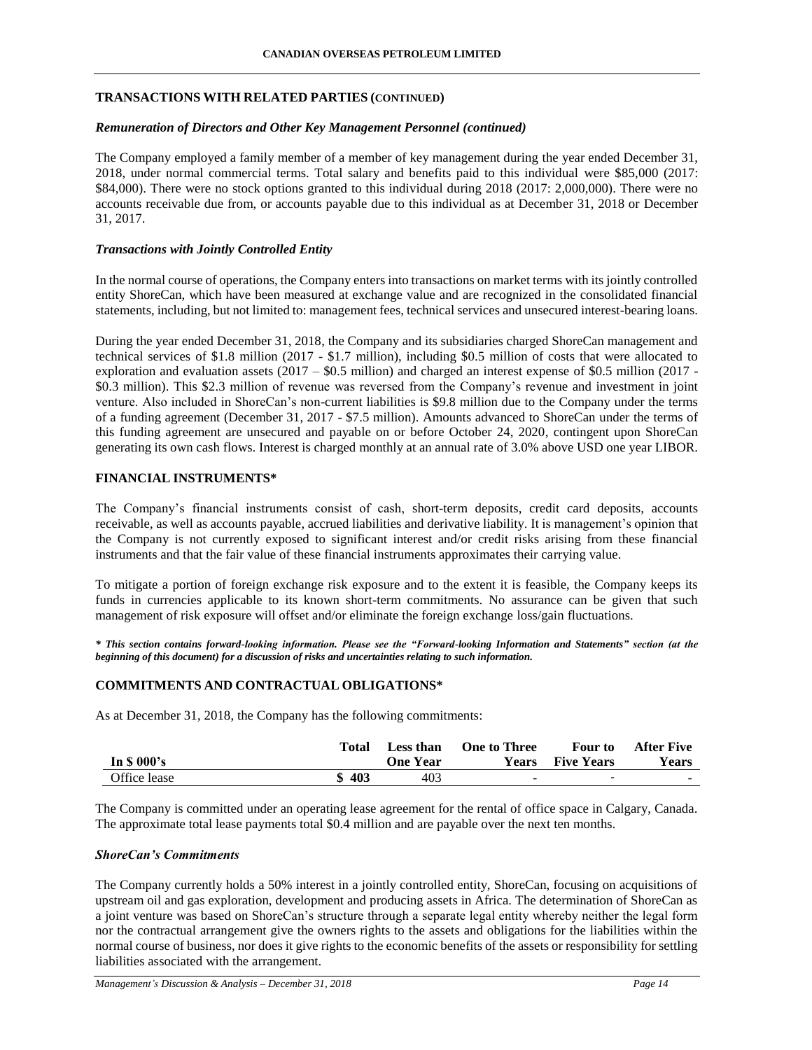## TRANSACTIONS WITH RELATED PARTIES (CONTINUED)

### *Remuneration of Directors and Other Key Management Personnel (continued)*

The Company employed a family member of a member of key management during the year ended December 31, 2018, under normal commercial terms. Total salary and benefits paid to this individual were $85,000 (2017: $84,000). There were no stock options granted to this individual during 2018 (2017: 2,000,000). There were no accounts receivable due from, or accounts payable due to this individual as at December 31, 2018 or December 31, 2017.

### *Transactions with Jointly Controlled Entity*

In the normal course of operations, the Company enters into transactions on market terms with its jointly controlled entity ShoreCan, which have been measured at exchange value and are recognized in the consolidated financial statements, including, but not limited to: management fees, technical services and unsecured interest-bearing loans.

During the year ended December 31, 2018, the Company and its subsidiaries charged ShoreCan management and technical services of $1.8 million (2017 - $1.7 million), including $0.5 million of costs that were allocated to exploration and evaluation assets (2017 – $0.5 million) and charged an interest expense of $0.5 million (2017 - $0.3 million). This $2.3 million of revenue was reversed from the Company's revenue and investment in joint venture. Also included in ShoreCan's non-current liabilities is $9.8 million due to the Company under the terms of a funding agreement (December 31, 2017 - $7.5 million). Amounts advanced to ShoreCan under the terms of this funding agreement are unsecured and payable on or before October 24, 2020, contingent upon ShoreCan generating its own cash flows. Interest is charged monthly at an annual rate of 3.0% above USD one year LIBOR.

## FINANCIAL INSTRUMENTS*

The Company's financial instruments consist of cash, short-term deposits, credit card deposits, accounts receivable, as well as accounts payable, accrued liabilities and derivative liability. It is management's opinion that the Company is not currently exposed to significant interest and/or credit risks arising from these financial instruments and that the fair value of these financial instruments approximates their carrying value.

To mitigate a portion of foreign exchange risk exposure and to the extent it is feasible, the Company keeps its funds in currencies applicable to its known short-term commitments. No assurance can be given that such management of risk exposure will offset and/or eliminate the foreign exchange loss/gain fluctuations.

***\* This section contains forward-looking information. Please see the "Forward-looking Information and Statements" section (at the beginning of this document) for a discussion of risks and uncertainties relating to such information.***

## COMMITMENTS AND CONTRACTUAL OBLIGATIONS*

As at December 31, 2018, the Company has the following commitments:

| In $ 000's | Total | Less than One Year | One to Three Years | Four to Five Years | After Five Years |
|---|---|---|---|---|---|
| Office lease | $ 403 | 403 | - | - | - |

The Company is committed under an operating lease agreement for the rental of office space in Calgary, Canada. The approximate total lease payments total $0.4 million and are payable over the next ten months.

### *ShoreCan's Commitments*

The Company currently holds a 50% interest in a jointly controlled entity, ShoreCan, focusing on acquisitions of upstream oil and gas exploration, development and producing assets in Africa. The determination of ShoreCan as a joint venture was based on ShoreCan's structure through a separate legal entity whereby neither the legal form nor the contractual arrangement give the owners rights to the assets and obligations for the liabilities within the normal course of business, nor does it give rights to the economic benefits of the assets or responsibility for settling liabilities associated with the arrangement.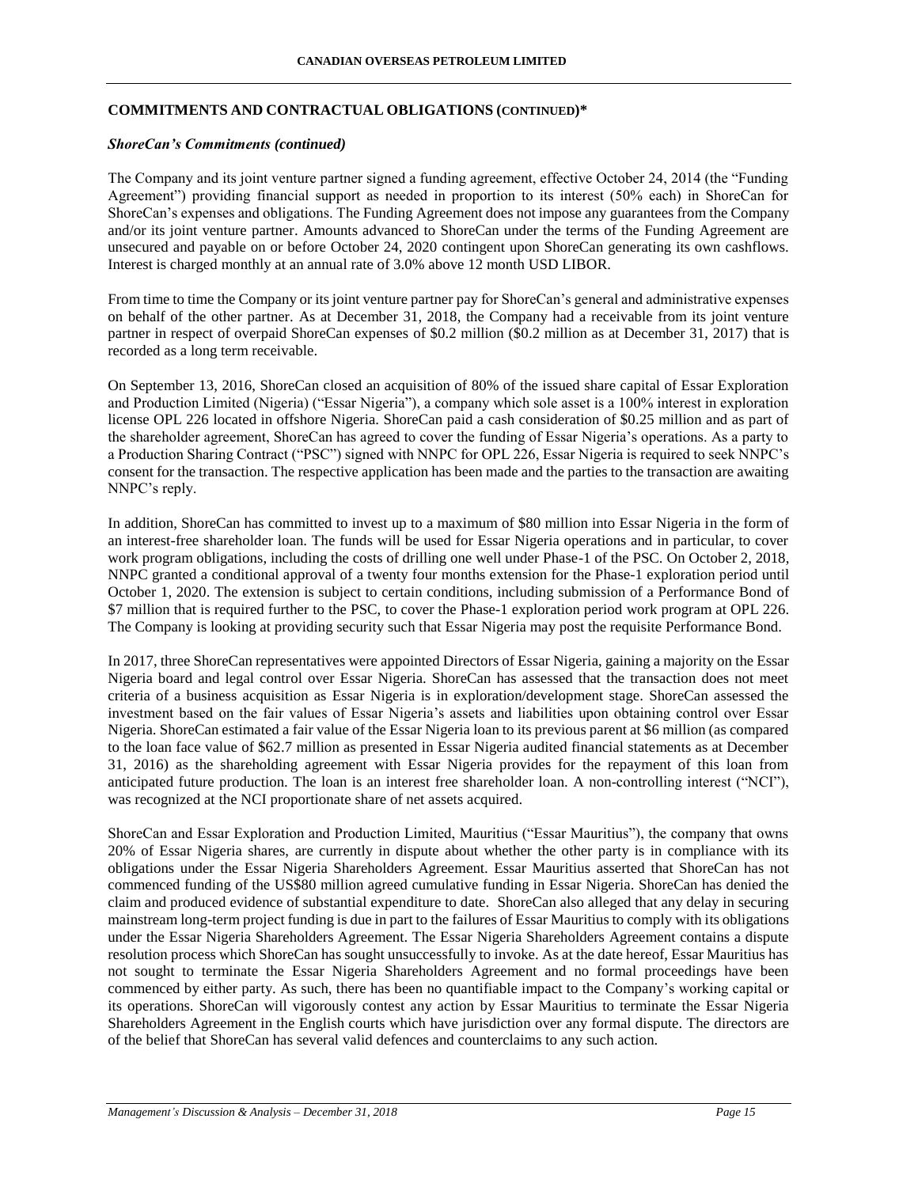## COMMITMENTS AND CONTRACTUAL OBLIGATIONS (CONTINUED)*

***ShoreCan's Commitments (continued)***

The Company and its joint venture partner signed a funding agreement, effective October 24, 2014 (the "Funding Agreement") providing financial support as needed in proportion to its interest (50% each) in ShoreCan for ShoreCan's expenses and obligations. The Funding Agreement does not impose any guarantees from the Company and/or its joint venture partner. Amounts advanced to ShoreCan under the terms of the Funding Agreement are unsecured and payable on or before October 24, 2020 contingent upon ShoreCan generating its own cashflows. Interest is charged monthly at an annual rate of 3.0% above 12 month USD LIBOR.

From time to time the Company or its joint venture partner pay for ShoreCan's general and administrative expenses on behalf of the other partner. As at December 31, 2018, the Company had a receivable from its joint venture partner in respect of overpaid ShoreCan expenses of $0.2 million ($0.2 million as at December 31, 2017) that is recorded as a long term receivable.

On September 13, 2016, ShoreCan closed an acquisition of 80% of the issued share capital of Essar Exploration and Production Limited (Nigeria) ("Essar Nigeria"), a company which sole asset is a 100% interest in exploration license OPL 226 located in offshore Nigeria. ShoreCan paid a cash consideration of $0.25 million and as part of the shareholder agreement, ShoreCan has agreed to cover the funding of Essar Nigeria's operations. As a party to a Production Sharing Contract ("PSC") signed with NNPC for OPL 226, Essar Nigeria is required to seek NNPC's consent for the transaction. The respective application has been made and the parties to the transaction are awaiting NNPC's reply.

In addition, ShoreCan has committed to invest up to a maximum of $80 million into Essar Nigeria in the form of an interest-free shareholder loan. The funds will be used for Essar Nigeria operations and in particular, to cover work program obligations, including the costs of drilling one well under Phase-1 of the PSC. On October 2, 2018, NNPC granted a conditional approval of a twenty four months extension for the Phase-1 exploration period until October 1, 2020. The extension is subject to certain conditions, including submission of a Performance Bond of $7 million that is required further to the PSC, to cover the Phase-1 exploration period work program at OPL 226. The Company is looking at providing security such that Essar Nigeria may post the requisite Performance Bond.

In 2017, three ShoreCan representatives were appointed Directors of Essar Nigeria, gaining a majority on the Essar Nigeria board and legal control over Essar Nigeria. ShoreCan has assessed that the transaction does not meet criteria of a business acquisition as Essar Nigeria is in exploration/development stage. ShoreCan assessed the investment based on the fair values of Essar Nigeria's assets and liabilities upon obtaining control over Essar Nigeria. ShoreCan estimated a fair value of the Essar Nigeria loan to its previous parent at $6 million (as compared to the loan face value of $62.7 million as presented in Essar Nigeria audited financial statements as at December 31, 2016) as the shareholding agreement with Essar Nigeria provides for the repayment of this loan from anticipated future production. The loan is an interest free shareholder loan. A non-controlling interest ("NCI"), was recognized at the NCI proportionate share of net assets acquired.

ShoreCan and Essar Exploration and Production Limited, Mauritius ("Essar Mauritius"), the company that owns 20% of Essar Nigeria shares, are currently in dispute about whether the other party is in compliance with its obligations under the Essar Nigeria Shareholders Agreement. Essar Mauritius asserted that ShoreCan has not commenced funding of the US$80 million agreed cumulative funding in Essar Nigeria. ShoreCan has denied the claim and produced evidence of substantial expenditure to date. ShoreCan also alleged that any delay in securing mainstream long-term project funding is due in part to the failures of Essar Mauritius to comply with its obligations under the Essar Nigeria Shareholders Agreement. The Essar Nigeria Shareholders Agreement contains a dispute resolution process which ShoreCan has sought unsuccessfully to invoke. As at the date hereof, Essar Mauritius has not sought to terminate the Essar Nigeria Shareholders Agreement and no formal proceedings have been commenced by either party. As such, there has been no quantifiable impact to the Company's working capital or its operations. ShoreCan will vigorously contest any action by Essar Mauritius to terminate the Essar Nigeria Shareholders Agreement in the English courts which have jurisdiction over any formal dispute. The directors are of the belief that ShoreCan has several valid defences and counterclaims to any such action.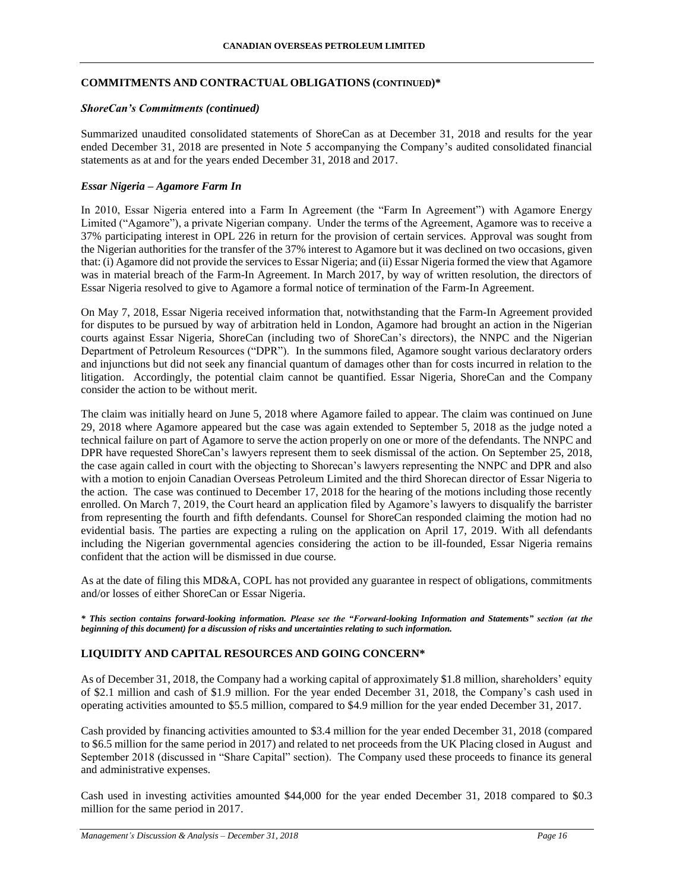## COMMITMENTS AND CONTRACTUAL OBLIGATIONS (CONTINUED)*

### *ShoreCan's Commitments (continued)*

Summarized unaudited consolidated statements of ShoreCan as at December 31, 2018 and results for the year ended December 31, 2018 are presented in Note 5 accompanying the Company's audited consolidated financial statements as at and for the years ended December 31, 2018 and 2017.

### *Essar Nigeria – Agamore Farm In*

In 2010, Essar Nigeria entered into a Farm In Agreement (the "Farm In Agreement") with Agamore Energy Limited ("Agamore"), a private Nigerian company. Under the terms of the Agreement, Agamore was to receive a 37% participating interest in OPL 226 in return for the provision of certain services. Approval was sought from the Nigerian authorities for the transfer of the 37% interest to Agamore but it was declined on two occasions, given that: (i) Agamore did not provide the services to Essar Nigeria; and (ii) Essar Nigeria formed the view that Agamore was in material breach of the Farm-In Agreement. In March 2017, by way of written resolution, the directors of Essar Nigeria resolved to give to Agamore a formal notice of termination of the Farm-In Agreement.

On May 7, 2018, Essar Nigeria received information that, notwithstanding that the Farm-In Agreement provided for disputes to be pursued by way of arbitration held in London, Agamore had brought an action in the Nigerian courts against Essar Nigeria, ShoreCan (including two of ShoreCan's directors), the NNPC and the Nigerian Department of Petroleum Resources ("DPR"). In the summons filed, Agamore sought various declaratory orders and injunctions but did not seek any financial quantum of damages other than for costs incurred in relation to the litigation. Accordingly, the potential claim cannot be quantified. Essar Nigeria, ShoreCan and the Company consider the action to be without merit.

The claim was initially heard on June 5, 2018 where Agamore failed to appear. The claim was continued on June 29, 2018 where Agamore appeared but the case was again extended to September 5, 2018 as the judge noted a technical failure on part of Agamore to serve the action properly on one or more of the defendants. The NNPC and DPR have requested ShoreCan's lawyers represent them to seek dismissal of the action. On September 25, 2018, the case again called in court with the objecting to Shorecan's lawyers representing the NNPC and DPR and also with a motion to enjoin Canadian Overseas Petroleum Limited and the third Shorecan director of Essar Nigeria to the action. The case was continued to December 17, 2018 for the hearing of the motions including those recently enrolled. On March 7, 2019, the Court heard an application filed by Agamore's lawyers to disqualify the barrister from representing the fourth and fifth defendants. Counsel for ShoreCan responded claiming the motion had no evidential basis. The parties are expecting a ruling on the application on April 17, 2019. With all defendants including the Nigerian governmental agencies considering the action to be ill-founded, Essar Nigeria remains confident that the action will be dismissed in due course.

As at the date of filing this MD&A, COPL has not provided any guarantee in respect of obligations, commitments and/or losses of either ShoreCan or Essar Nigeria.

***\* This section contains forward-looking information. Please see the "Forward-looking Information and Statements" section (at the beginning of this document) for a discussion of risks and uncertainties relating to such information.***

## LIQUIDITY AND CAPITAL RESOURCES AND GOING CONCERN*

As of December 31, 2018, the Company had a working capital of approximately $1.8 million, shareholders' equity of $2.1 million and cash of $1.9 million. For the year ended December 31, 2018, the Company's cash used in operating activities amounted to $5.5 million, compared to $4.9 million for the year ended December 31, 2017.

Cash provided by financing activities amounted to $3.4 million for the year ended December 31, 2018 (compared to $6.5 million for the same period in 2017) and related to net proceeds from the UK Placing closed in August and September 2018 (discussed in "Share Capital" section). The Company used these proceeds to finance its general and administrative expenses.

Cash used in investing activities amounted $44,000 for the year ended December 31, 2018 compared to $0.3 million for the same period in 2017.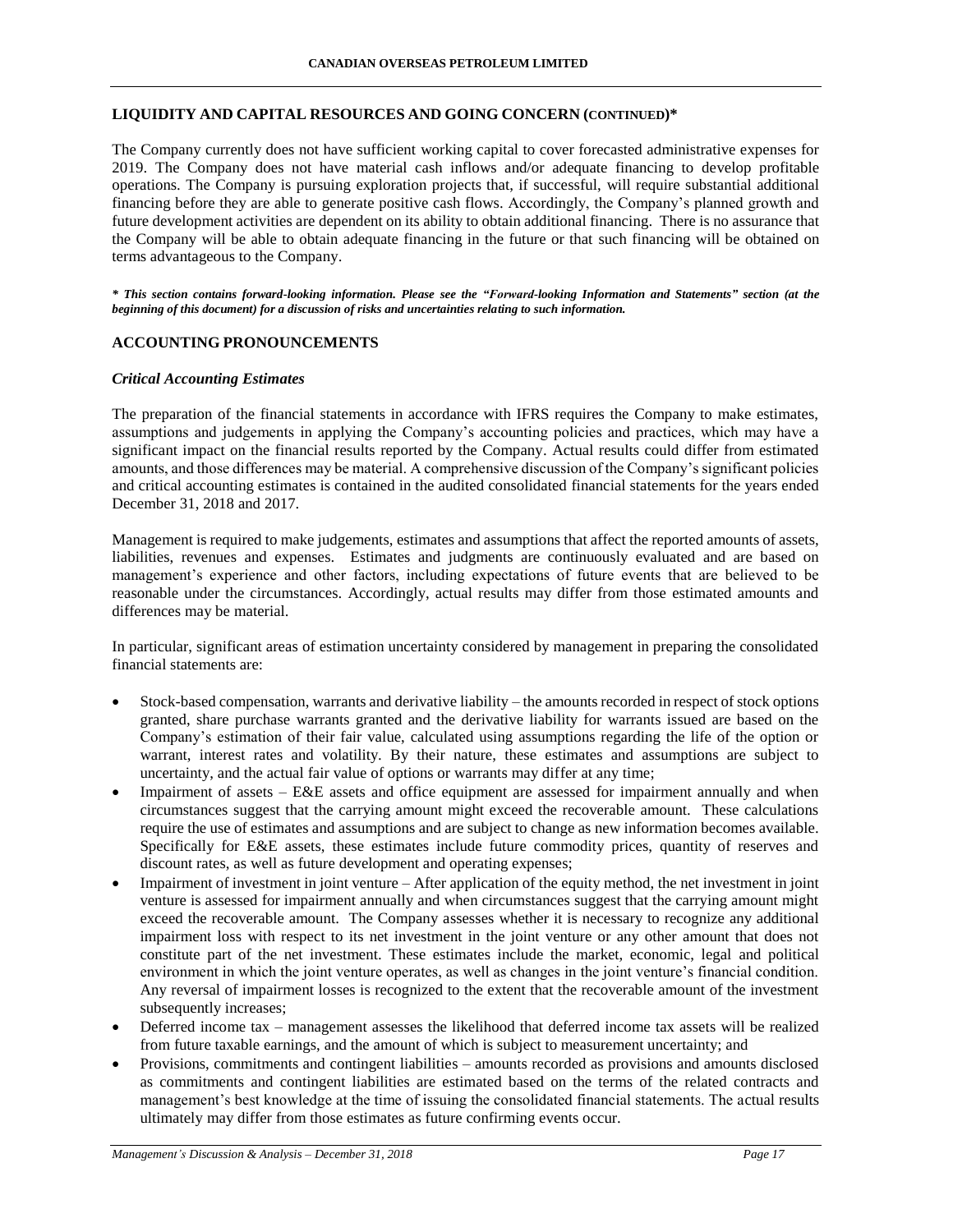## LIQUIDITY AND CAPITAL RESOURCES AND GOING CONCERN (CONTINUED)*

The Company currently does not have sufficient working capital to cover forecasted administrative expenses for 2019. The Company does not have material cash inflows and/or adequate financing to develop profitable operations. The Company is pursuing exploration projects that, if successful, will require substantial additional financing before they are able to generate positive cash flows. Accordingly, the Company's planned growth and future development activities are dependent on its ability to obtain additional financing. There is no assurance that the Company will be able to obtain adequate financing in the future or that such financing will be obtained on terms advantageous to the Company.

***\* This section contains forward-looking information. Please see the "Forward-looking Information and Statements" section (at the beginning of this document) for a discussion of risks and uncertainties relating to such information.***

## ACCOUNTING PRONOUNCEMENTS

### *Critical Accounting Estimates*

The preparation of the financial statements in accordance with IFRS requires the Company to make estimates, assumptions and judgements in applying the Company's accounting policies and practices, which may have a significant impact on the financial results reported by the Company. Actual results could differ from estimated amounts, and those differences may be material. A comprehensive discussion of the Company's significant policies and critical accounting estimates is contained in the audited consolidated financial statements for the years ended December 31, 2018 and 2017.

Management is required to make judgements, estimates and assumptions that affect the reported amounts of assets, liabilities, revenues and expenses. Estimates and judgments are continuously evaluated and are based on management's experience and other factors, including expectations of future events that are believed to be reasonable under the circumstances. Accordingly, actual results may differ from those estimated amounts and differences may be material.

In particular, significant areas of estimation uncertainty considered by management in preparing the consolidated financial statements are:

- Stock-based compensation, warrants and derivative liability – the amounts recorded in respect of stock options granted, share purchase warrants granted and the derivative liability for warrants issued are based on the Company's estimation of their fair value, calculated using assumptions regarding the life of the option or warrant, interest rates and volatility. By their nature, these estimates and assumptions are subject to uncertainty, and the actual fair value of options or warrants may differ at any time;
- Impairment of assets – E&E assets and office equipment are assessed for impairment annually and when circumstances suggest that the carrying amount might exceed the recoverable amount. These calculations require the use of estimates and assumptions and are subject to change as new information becomes available. Specifically for E&E assets, these estimates include future commodity prices, quantity of reserves and discount rates, as well as future development and operating expenses;
- Impairment of investment in joint venture – After application of the equity method, the net investment in joint venture is assessed for impairment annually and when circumstances suggest that the carrying amount might exceed the recoverable amount. The Company assesses whether it is necessary to recognize any additional impairment loss with respect to its net investment in the joint venture or any other amount that does not constitute part of the net investment. These estimates include the market, economic, legal and political environment in which the joint venture operates, as well as changes in the joint venture's financial condition. Any reversal of impairment losses is recognized to the extent that the recoverable amount of the investment subsequently increases;
- Deferred income tax – management assesses the likelihood that deferred income tax assets will be realized from future taxable earnings, and the amount of which is subject to measurement uncertainty; and
- Provisions, commitments and contingent liabilities – amounts recorded as provisions and amounts disclosed as commitments and contingent liabilities are estimated based on the terms of the related contracts and management's best knowledge at the time of issuing the consolidated financial statements. The actual results ultimately may differ from those estimates as future confirming events occur.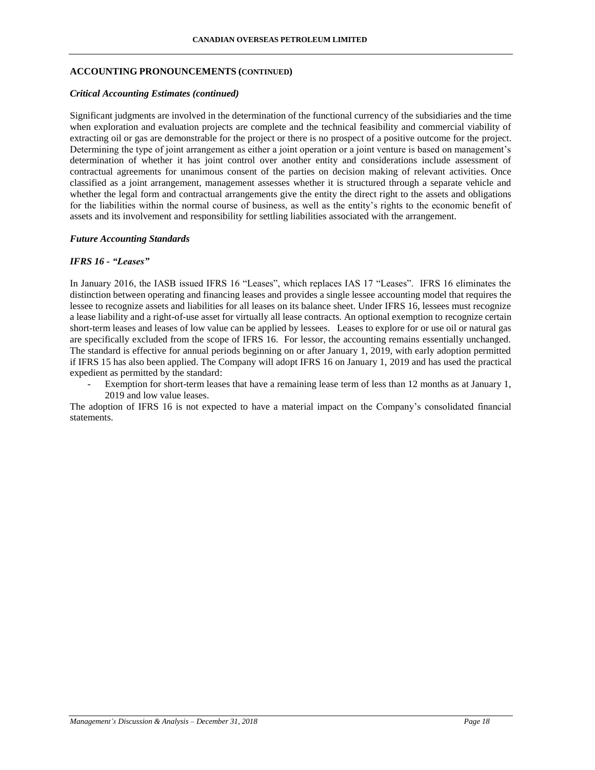## ACCOUNTING PRONOUNCEMENTS (CONTINUED)

### *Critical Accounting Estimates (continued)*

Significant judgments are involved in the determination of the functional currency of the subsidiaries and the time when exploration and evaluation projects are complete and the technical feasibility and commercial viability of extracting oil or gas are demonstrable for the project or there is no prospect of a positive outcome for the project. Determining the type of joint arrangement as either a joint operation or a joint venture is based on management's determination of whether it has joint control over another entity and considerations include assessment of contractual agreements for unanimous consent of the parties on decision making of relevant activities. Once classified as a joint arrangement, management assesses whether it is structured through a separate vehicle and whether the legal form and contractual arrangements give the entity the direct right to the assets and obligations for the liabilities within the normal course of business, as well as the entity's rights to the economic benefit of assets and its involvement and responsibility for settling liabilities associated with the arrangement.

### *Future Accounting Standards*

### *IFRS 16 - "Leases"*

In January 2016, the IASB issued IFRS 16 "Leases", which replaces IAS 17 "Leases". IFRS 16 eliminates the distinction between operating and financing leases and provides a single lessee accounting model that requires the lessee to recognize assets and liabilities for all leases on its balance sheet. Under IFRS 16, lessees must recognize a lease liability and a right-of-use asset for virtually all lease contracts. An optional exemption to recognize certain short-term leases and leases of low value can be applied by lessees. Leases to explore for or use oil or natural gas are specifically excluded from the scope of IFRS 16. For lessor, the accounting remains essentially unchanged. The standard is effective for annual periods beginning on or after January 1, 2019, with early adoption permitted if IFRS 15 has also been applied. The Company will adopt IFRS 16 on January 1, 2019 and has used the practical expedient as permitted by the standard:

- Exemption for short-term leases that have a remaining lease term of less than 12 months as at January 1, 2019 and low value leases.

The adoption of IFRS 16 is not expected to have a material impact on the Company's consolidated financial statements.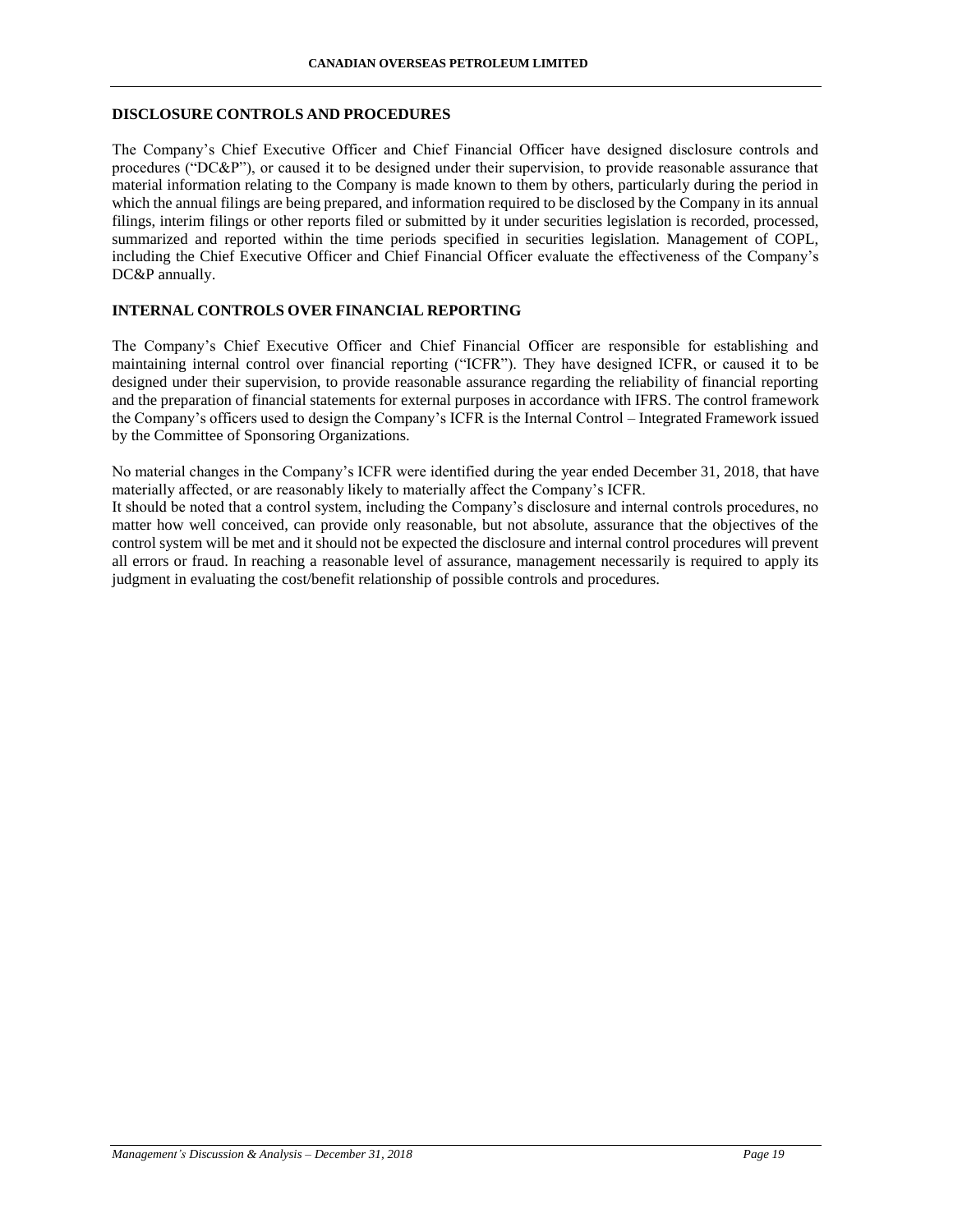## DISCLOSURE CONTROLS AND PROCEDURES

The Company's Chief Executive Officer and Chief Financial Officer have designed disclosure controls and procedures ("DC&P"), or caused it to be designed under their supervision, to provide reasonable assurance that material information relating to the Company is made known to them by others, particularly during the period in which the annual filings are being prepared, and information required to be disclosed by the Company in its annual filings, interim filings or other reports filed or submitted by it under securities legislation is recorded, processed, summarized and reported within the time periods specified in securities legislation. Management of COPL, including the Chief Executive Officer and Chief Financial Officer evaluate the effectiveness of the Company's DC&P annually.

## INTERNAL CONTROLS OVER FINANCIAL REPORTING

The Company's Chief Executive Officer and Chief Financial Officer are responsible for establishing and maintaining internal control over financial reporting ("ICFR"). They have designed ICFR, or caused it to be designed under their supervision, to provide reasonable assurance regarding the reliability of financial reporting and the preparation of financial statements for external purposes in accordance with IFRS. The control framework the Company's officers used to design the Company's ICFR is the Internal Control – Integrated Framework issued by the Committee of Sponsoring Organizations.

No material changes in the Company's ICFR were identified during the year ended December 31, 2018, that have materially affected, or are reasonably likely to materially affect the Company's ICFR.

It should be noted that a control system, including the Company's disclosure and internal controls procedures, no matter how well conceived, can provide only reasonable, but not absolute, assurance that the objectives of the control system will be met and it should not be expected the disclosure and internal control procedures will prevent all errors or fraud. In reaching a reasonable level of assurance, management necessarily is required to apply its judgment in evaluating the cost/benefit relationship of possible controls and procedures.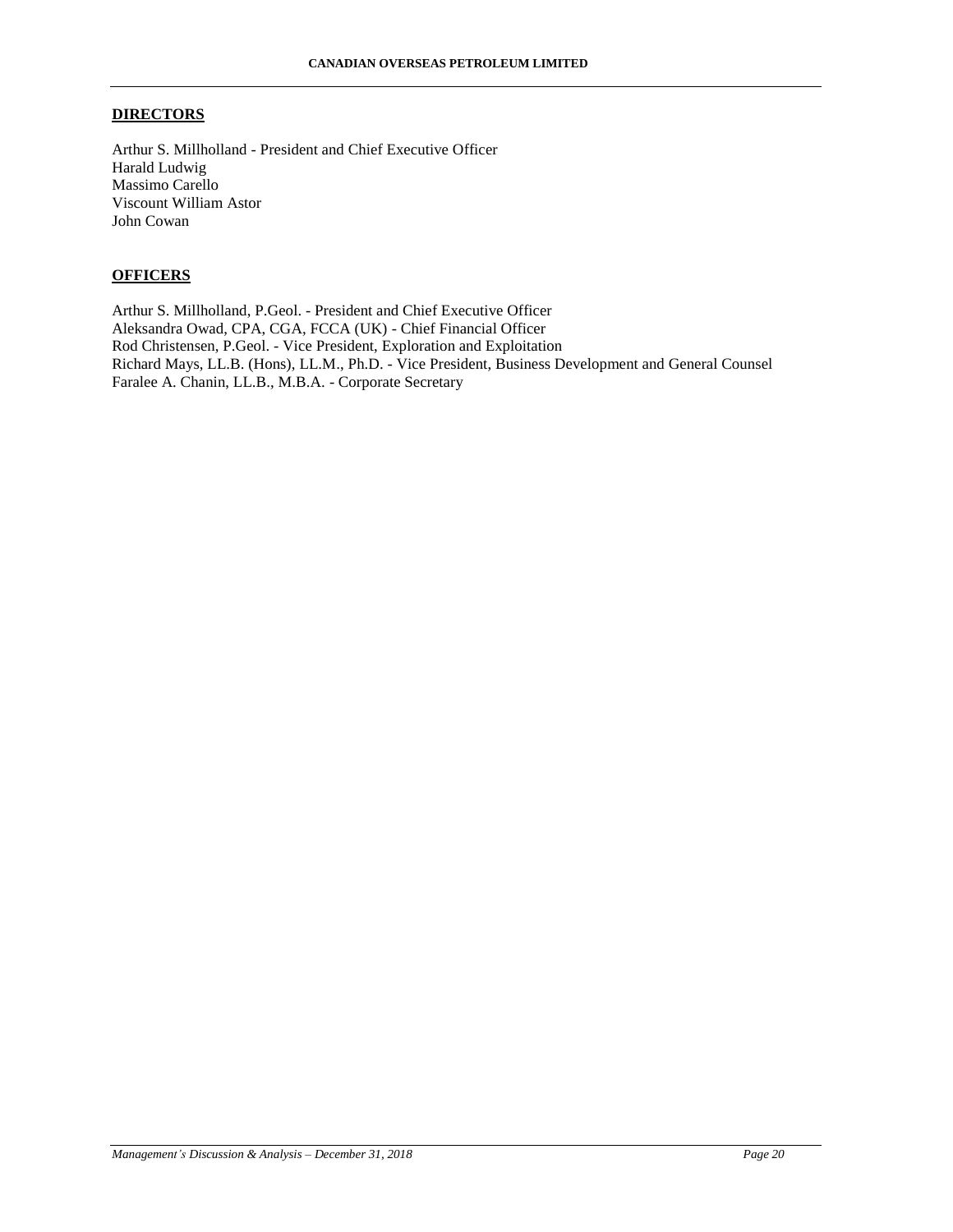## DIRECTORS

Arthur S. Millholland - President and Chief Executive Officer
Harald Ludwig
Massimo Carello
Viscount William Astor
John Cowan

## OFFICERS

Arthur S. Millholland, P.Geol. - President and Chief Executive Officer
Aleksandra Owad, CPA, CGA, FCCA (UK) - Chief Financial Officer
Rod Christensen, P.Geol. - Vice President, Exploration and Exploitation
Richard Mays, LL.B. (Hons), LL.M., Ph.D. - Vice President, Business Development and General Counsel
Faralee A. Chanin, LL.B., M.B.A. - Corporate Secretary